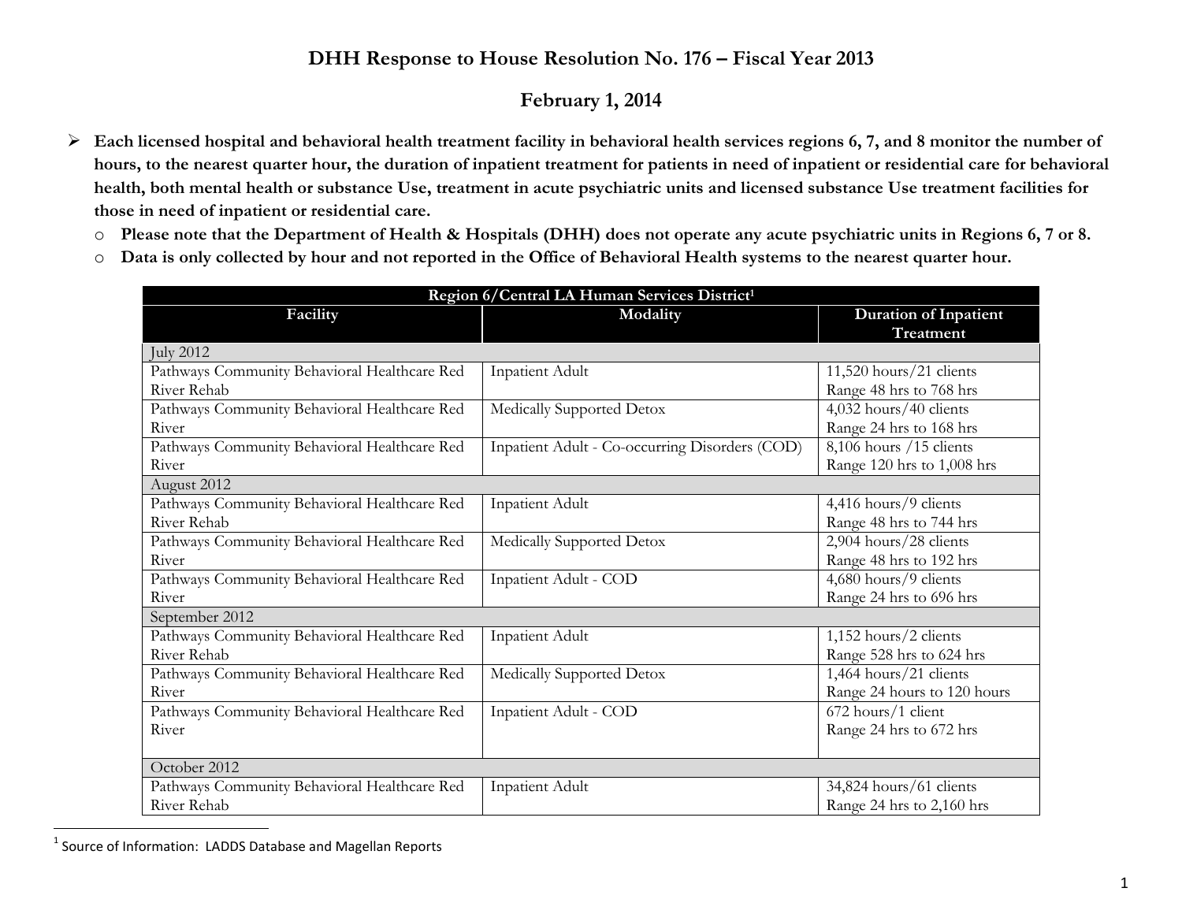# DHH Response to House Resolution No. 176 – Fiscal Year 2013

## February 1, 2014

- **Each licensed hospital and behavioral health treatment facility in behavioral health services regions 6, 7, and 8 monitor the number of hours, to the nearest quarter hour, the duration of inpatient treatment for patients in need of inpatient or residential care for behavioral health, both mental health or substance Use, treatment in acute psychiatric units and licensed substance Use treatment facilities for those in need of inpatient or residential care.**
  - **Please note that the Department of Health & Hospitals (DHH) does not operate any acute psychiatric units in Regions 6, 7 or 8.**
  - **Data is only collected by hour and not reported in the Office of Behavioral Health systems to the nearest quarter hour.**

| Region 6/Central LA Human Services District[1] | | |
|---|---|---|
| **Facility** | **Modality** | **Duration of Inpatient Treatment** |
| July 2012 | | |
| Pathways Community Behavioral Healthcare Red River Rehab | Inpatient Adult | 11,520 hours/21 clients<br>Range 48 hrs to 768 hrs |
| Pathways Community Behavioral Healthcare Red River | Medically Supported Detox | 4,032 hours/40 clients<br>Range 24 hrs to 168 hrs |
| Pathways Community Behavioral Healthcare Red River | Inpatient Adult - Co-occurring Disorders (COD) | 8,106 hours /15 clients<br>Range 120 hrs to 1,008 hrs |
| August 2012 | | |
| Pathways Community Behavioral Healthcare Red River Rehab | Inpatient Adult | 4,416 hours/9 clients<br>Range 48 hrs to 744 hrs |
| Pathways Community Behavioral Healthcare Red River | Medically Supported Detox | 2,904 hours/28 clients<br>Range 48 hrs to 192 hrs |
| Pathways Community Behavioral Healthcare Red River | Inpatient Adult - COD | 4,680 hours/9 clients<br>Range 24 hrs to 696 hrs |
| September 2012 | | |
| Pathways Community Behavioral Healthcare Red River Rehab | Inpatient Adult | 1,152 hours/2 clients<br>Range 528 hrs to 624 hrs |
| Pathways Community Behavioral Healthcare Red River | Medically Supported Detox | 1,464 hours/21 clients<br>Range 24 hours to 120 hours |
| Pathways Community Behavioral Healthcare Red River | Inpatient Adult - COD | 672 hours/1 client<br>Range 24 hrs to 672 hrs |
| October 2012 | | |
| Pathways Community Behavioral Healthcare Red River Rehab | Inpatient Adult | 34,824 hours/61 clients<br>Range 24 hrs to 2,160 hrs |

[1] Source of Information: LADDS Database and Magellan Reports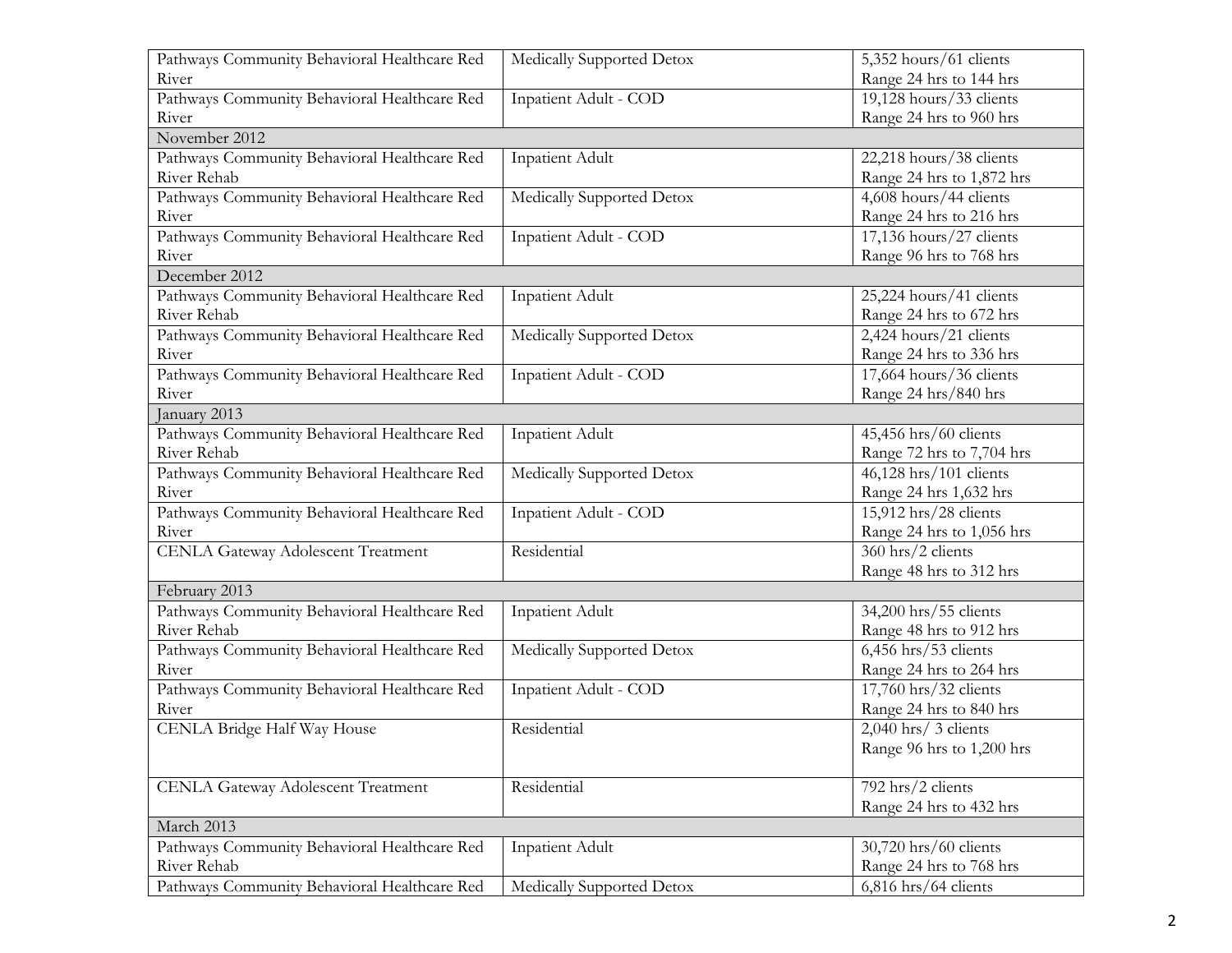| | | |
|---|---|---|
| Pathways Community Behavioral Healthcare Red River | Medically Supported Detox | 5,352 hours/61 clients<br>Range 24 hrs to 144 hrs |
| Pathways Community Behavioral Healthcare Red River | Inpatient Adult - COD | 19,128 hours/33 clients<br>Range 24 hrs to 960 hrs |
| November 2012 | | |
| Pathways Community Behavioral Healthcare Red River Rehab | Inpatient Adult | 22,218 hours/38 clients<br>Range 24 hrs to 1,872 hrs |
| Pathways Community Behavioral Healthcare Red River | Medically Supported Detox | 4,608 hours/44 clients<br>Range 24 hrs to 216 hrs |
| Pathways Community Behavioral Healthcare Red River | Inpatient Adult - COD | 17,136 hours/27 clients<br>Range 96 hrs to 768 hrs |
| December 2012 | | |
| Pathways Community Behavioral Healthcare Red River Rehab | Inpatient Adult | 25,224 hours/41 clients<br>Range 24 hrs to 672 hrs |
| Pathways Community Behavioral Healthcare Red River | Medically Supported Detox | 2,424 hours/21 clients<br>Range 24 hrs to 336 hrs |
| Pathways Community Behavioral Healthcare Red River | Inpatient Adult - COD | 17,664 hours/36 clients<br>Range 24 hrs/840 hrs |
| January 2013 | | |
| Pathways Community Behavioral Healthcare Red River Rehab | Inpatient Adult | 45,456 hrs/60 clients<br>Range 72 hrs to 7,704 hrs |
| Pathways Community Behavioral Healthcare Red River | Medically Supported Detox | 46,128 hrs/101 clients<br>Range 24 hrs 1,632 hrs |
| Pathways Community Behavioral Healthcare Red River | Inpatient Adult - COD | 15,912 hrs/28 clients<br>Range 24 hrs to 1,056 hrs |
| CENLA Gateway Adolescent Treatment | Residential | 360 hrs/2 clients<br>Range 48 hrs to 312 hrs |
| February 2013 | | |
| Pathways Community Behavioral Healthcare Red River Rehab | Inpatient Adult | 34,200 hrs/55 clients<br>Range 48 hrs to 912 hrs |
| Pathways Community Behavioral Healthcare Red River | Medically Supported Detox | 6,456 hrs/53 clients<br>Range 24 hrs to 264 hrs |
| Pathways Community Behavioral Healthcare Red River | Inpatient Adult - COD | 17,760 hrs/32 clients<br>Range 24 hrs to 840 hrs |
| CENLA Bridge Half Way House | Residential | 2,040 hrs/ 3 clients<br>Range 96 hrs to 1,200 hrs |
| CENLA Gateway Adolescent Treatment | Residential | 792 hrs/2 clients<br>Range 24 hrs to 432 hrs |
| March 2013 | | |
| Pathways Community Behavioral Healthcare Red River Rehab | Inpatient Adult | 30,720 hrs/60 clients<br>Range 24 hrs to 768 hrs |
| Pathways Community Behavioral Healthcare Red | Medically Supported Detox | 6,816 hrs/64 clients |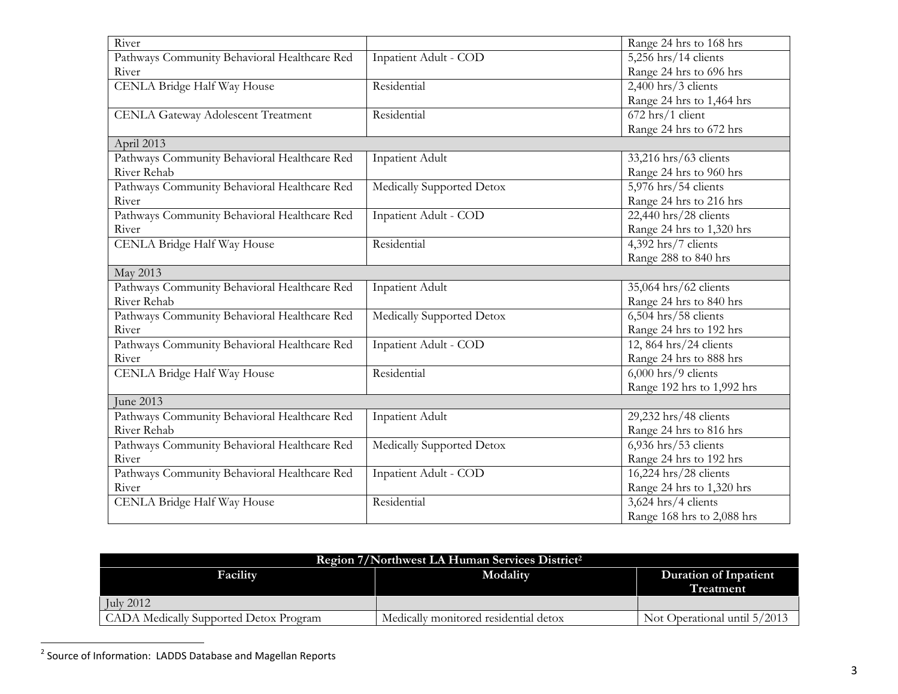| | | |
|---|---|---|
| River | | Range 24 hrs to 168 hrs |
| Pathways Community Behavioral Healthcare Red River | Inpatient Adult - COD | 5,256 hrs/14 clients Range 24 hrs to 696 hrs |
| CENLA Bridge Half Way House | Residential | 2,400 hrs/3 clients Range 24 hrs to 1,464 hrs |
| CENLA Gateway Adolescent Treatment | Residential | 672 hrs/1 client Range 24 hrs to 672 hrs |
| April 2013 | | |
| Pathways Community Behavioral Healthcare Red River Rehab | Inpatient Adult | 33,216 hrs/63 clients Range 24 hrs to 960 hrs |
| Pathways Community Behavioral Healthcare Red River | Medically Supported Detox | 5,976 hrs/54 clients Range 24 hrs to 216 hrs |
| Pathways Community Behavioral Healthcare Red River | Inpatient Adult - COD | 22,440 hrs/28 clients Range 24 hrs to 1,320 hrs |
| CENLA Bridge Half Way House | Residential | 4,392 hrs/7 clients Range 288 to 840 hrs |
| May 2013 | | |
| Pathways Community Behavioral Healthcare Red River Rehab | Inpatient Adult | 35,064 hrs/62 clients Range 24 hrs to 840 hrs |
| Pathways Community Behavioral Healthcare Red River | Medically Supported Detox | 6,504 hrs/58 clients Range 24 hrs to 192 hrs |
| Pathways Community Behavioral Healthcare Red River | Inpatient Adult - COD | 12, 864 hrs/24 clients Range 24 hrs to 888 hrs |
| CENLA Bridge Half Way House | Residential | 6,000 hrs/9 clients Range 192 hrs to 1,992 hrs |
| June 2013 | | |
| Pathways Community Behavioral Healthcare Red River Rehab | Inpatient Adult | 29,232 hrs/48 clients Range 24 hrs to 816 hrs |
| Pathways Community Behavioral Healthcare Red River | Medically Supported Detox | 6,936 hrs/53 clients Range 24 hrs to 192 hrs |
| Pathways Community Behavioral Healthcare Red River | Inpatient Adult - COD | 16,224 hrs/28 clients Range 24 hrs to 1,320 hrs |
| CENLA Bridge Half Way House | Residential | 3,624 hrs/4 clients Range 168 hrs to 2,088 hrs |

**Region 7/Northwest LA Human Services District[2]**

| Facility | Modality | Duration of Inpatient Treatment |
|---|---|---|
| July 2012 | | |
| CADA Medically Supported Detox Program | Medically monitored residential detox | Not Operational until 5/2013 |

[2] Source of Information: LADDS Database and Magellan Reports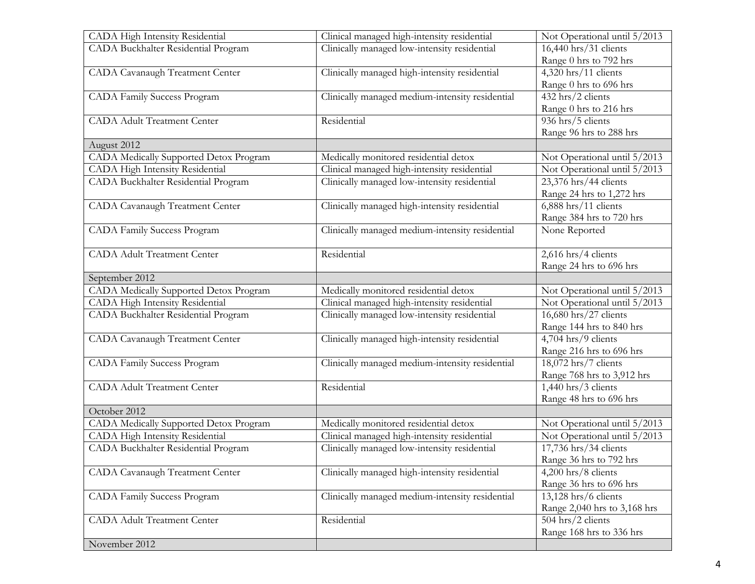| | | |
|---|---|---|
| CADA High Intensity Residential | Clinical managed high-intensity residential | Not Operational until 5/2013 |
| CADA Buckhalter Residential Program | Clinically managed low-intensity residential | 16,440 hrs/31 clients<br>Range 0 hrs to 792 hrs |
| CADA Cavanaugh Treatment Center | Clinically managed high-intensity residential | 4,320 hrs/11 clients<br>Range 0 hrs to 696 hrs |
| CADA Family Success Program | Clinically managed medium-intensity residential | 432 hrs/2 clients<br>Range 0 hrs to 216 hrs |
| CADA Adult Treatment Center | Residential | 936 hrs/5 clients<br>Range 96 hrs to 288 hrs |
| August 2012 | | |
| CADA Medically Supported Detox Program | Medically monitored residential detox | Not Operational until 5/2013 |
| CADA High Intensity Residential | Clinical managed high-intensity residential | Not Operational until 5/2013 |
| CADA Buckhalter Residential Program | Clinically managed low-intensity residential | 23,376 hrs/44 clients<br>Range 24 hrs to 1,272 hrs |
| CADA Cavanaugh Treatment Center | Clinically managed high-intensity residential | 6,888 hrs/11 clients<br>Range 384 hrs to 720 hrs |
| CADA Family Success Program | Clinically managed medium-intensity residential | None Reported |
| CADA Adult Treatment Center | Residential | 2,616 hrs/4 clients<br>Range 24 hrs to 696 hrs |
| September 2012 | | |
| CADA Medically Supported Detox Program | Medically monitored residential detox | Not Operational until 5/2013 |
| CADA High Intensity Residential | Clinical managed high-intensity residential | Not Operational until 5/2013 |
| CADA Buckhalter Residential Program | Clinically managed low-intensity residential | 16,680 hrs/27 clients<br>Range 144 hrs to 840 hrs |
| CADA Cavanaugh Treatment Center | Clinically managed high-intensity residential | 4,704 hrs/9 clients<br>Range 216 hrs to 696 hrs |
| CADA Family Success Program | Clinically managed medium-intensity residential | 18,072 hrs/7 clients<br>Range 768 hrs to 3,912 hrs |
| CADA Adult Treatment Center | Residential | 1,440 hrs/3 clients<br>Range 48 hrs to 696 hrs |
| October 2012 | | |
| CADA Medically Supported Detox Program | Medically monitored residential detox | Not Operational until 5/2013 |
| CADA High Intensity Residential | Clinical managed high-intensity residential | Not Operational until 5/2013 |
| CADA Buckhalter Residential Program | Clinically managed low-intensity residential | 17,736 hrs/34 clients<br>Range 36 hrs to 792 hrs |
| CADA Cavanaugh Treatment Center | Clinically managed high-intensity residential | 4,200 hrs/8 clients<br>Range 36 hrs to 696 hrs |
| CADA Family Success Program | Clinically managed medium-intensity residential | 13,128 hrs/6 clients<br>Range 2,040 hrs to 3,168 hrs |
| CADA Adult Treatment Center | Residential | 504 hrs/2 clients<br>Range 168 hrs to 336 hrs |
| November 2012 | | |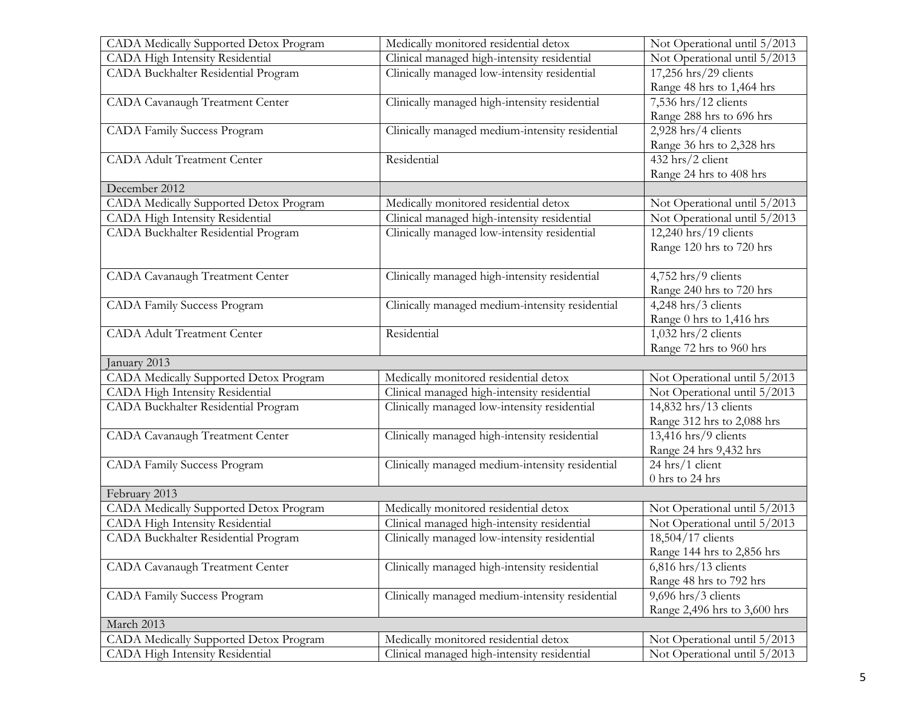| | | |
|---|---|---|
| CADA Medically Supported Detox Program | Medically monitored residential detox | Not Operational until 5/2013 |
| CADA High Intensity Residential | Clinical managed high-intensity residential | Not Operational until 5/2013 |
| CADA Buckhalter Residential Program | Clinically managed low-intensity residential | 17,256 hrs/29 clients<br>Range 48 hrs to 1,464 hrs |
| CADA Cavanaugh Treatment Center | Clinically managed high-intensity residential | 7,536 hrs/12 clients<br>Range 288 hrs to 696 hrs |
| CADA Family Success Program | Clinically managed medium-intensity residential | 2,928 hrs/4 clients<br>Range 36 hrs to 2,328 hrs |
| CADA Adult Treatment Center | Residential | 432 hrs/2 client<br>Range 24 hrs to 408 hrs |
| December 2012 | | |
| CADA Medically Supported Detox Program | Medically monitored residential detox | Not Operational until 5/2013 |
| CADA High Intensity Residential | Clinical managed high-intensity residential | Not Operational until 5/2013 |
| CADA Buckhalter Residential Program | Clinically managed low-intensity residential | 12,240 hrs/19 clients<br>Range 120 hrs to 720 hrs |
| CADA Cavanaugh Treatment Center | Clinically managed high-intensity residential | 4,752 hrs/9 clients<br>Range 240 hrs to 720 hrs |
| CADA Family Success Program | Clinically managed medium-intensity residential | 4,248 hrs/3 clients<br>Range 0 hrs to 1,416 hrs |
| CADA Adult Treatment Center | Residential | 1,032 hrs/2 clients<br>Range 72 hrs to 960 hrs |
| January 2013 | | |
| CADA Medically Supported Detox Program | Medically monitored residential detox | Not Operational until 5/2013 |
| CADA High Intensity Residential | Clinical managed high-intensity residential | Not Operational until 5/2013 |
| CADA Buckhalter Residential Program | Clinically managed low-intensity residential | 14,832 hrs/13 clients<br>Range 312 hrs to 2,088 hrs |
| CADA Cavanaugh Treatment Center | Clinically managed high-intensity residential | 13,416 hrs/9 clients<br>Range 24 hrs 9,432 hrs |
| CADA Family Success Program | Clinically managed medium-intensity residential | 24 hrs/1 client<br>0 hrs to 24 hrs |
| February 2013 | | |
| CADA Medically Supported Detox Program | Medically monitored residential detox | Not Operational until 5/2013 |
| CADA High Intensity Residential | Clinical managed high-intensity residential | Not Operational until 5/2013 |
| CADA Buckhalter Residential Program | Clinically managed low-intensity residential | 18,504/17 clients<br>Range 144 hrs to 2,856 hrs |
| CADA Cavanaugh Treatment Center | Clinically managed high-intensity residential | 6,816 hrs/13 clients<br>Range 48 hrs to 792 hrs |
| CADA Family Success Program | Clinically managed medium-intensity residential | 9,696 hrs/3 clients<br>Range 2,496 hrs to 3,600 hrs |
| March 2013 | | |
| CADA Medically Supported Detox Program | Medically monitored residential detox | Not Operational until 5/2013 |
| CADA High Intensity Residential | Clinical managed high-intensity residential | Not Operational until 5/2013 |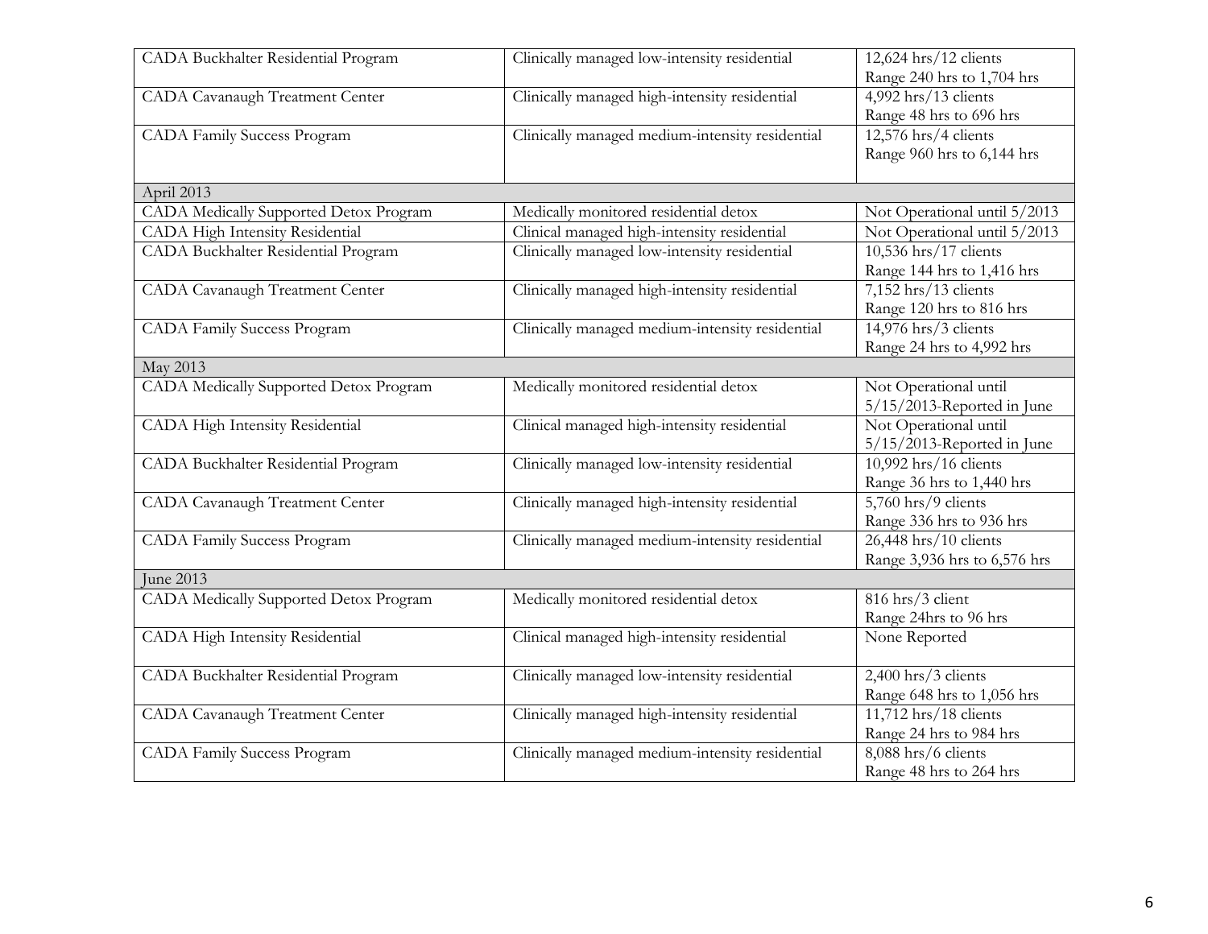| | | |
|---|---|---|
| CADA Buckhalter Residential Program | Clinically managed low-intensity residential | 12,624 hrs/12 clients<br>Range 240 hrs to 1,704 hrs |
| CADA Cavanaugh Treatment Center | Clinically managed high-intensity residential | 4,992 hrs/13 clients<br>Range 48 hrs to 696 hrs |
| CADA Family Success Program | Clinically managed medium-intensity residential | 12,576 hrs/4 clients<br>Range 960 hrs to 6,144 hrs |
| April 2013 | | |
| CADA Medically Supported Detox Program | Medically monitored residential detox | Not Operational until 5/2013 |
| CADA High Intensity Residential | Clinical managed high-intensity residential | Not Operational until 5/2013 |
| CADA Buckhalter Residential Program | Clinically managed low-intensity residential | 10,536 hrs/17 clients<br>Range 144 hrs to 1,416 hrs |
| CADA Cavanaugh Treatment Center | Clinically managed high-intensity residential | 7,152 hrs/13 clients<br>Range 120 hrs to 816 hrs |
| CADA Family Success Program | Clinically managed medium-intensity residential | 14,976 hrs/3 clients<br>Range 24 hrs to 4,992 hrs |
| May 2013 | | |
| CADA Medically Supported Detox Program | Medically monitored residential detox | Not Operational until 5/15/2013-Reported in June |
| CADA High Intensity Residential | Clinical managed high-intensity residential | Not Operational until 5/15/2013-Reported in June |
| CADA Buckhalter Residential Program | Clinically managed low-intensity residential | 10,992 hrs/16 clients<br>Range 36 hrs to 1,440 hrs |
| CADA Cavanaugh Treatment Center | Clinically managed high-intensity residential | 5,760 hrs/9 clients<br>Range 336 hrs to 936 hrs |
| CADA Family Success Program | Clinically managed medium-intensity residential | 26,448 hrs/10 clients<br>Range 3,936 hrs to 6,576 hrs |
| June 2013 | | |
| CADA Medically Supported Detox Program | Medically monitored residential detox | 816 hrs/3 client<br>Range 24hrs to 96 hrs |
| CADA High Intensity Residential | Clinical managed high-intensity residential | None Reported |
| CADA Buckhalter Residential Program | Clinically managed low-intensity residential | 2,400 hrs/3 clients<br>Range 648 hrs to 1,056 hrs |
| CADA Cavanaugh Treatment Center | Clinically managed high-intensity residential | 11,712 hrs/18 clients<br>Range 24 hrs to 984 hrs |
| CADA Family Success Program | Clinically managed medium-intensity residential | 8,088 hrs/6 clients<br>Range 48 hrs to 264 hrs |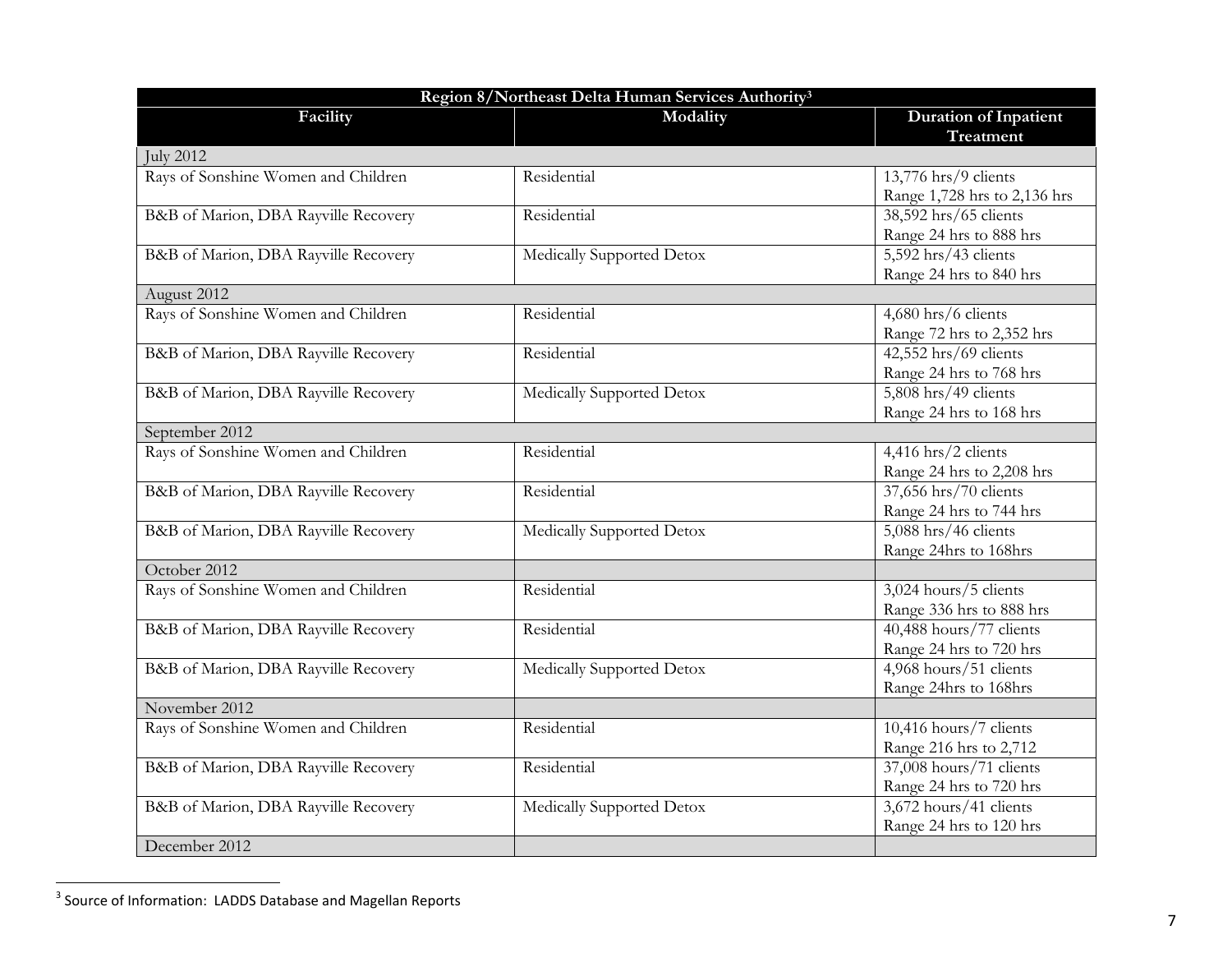| Region 8/Northeast Delta Human Services Authority[3] | | |
|---|---|---|
| **Facility** | **Modality** | **Duration of Inpatient Treatment** |
| July 2012 | | |
| Rays of Sonshine Women and Children | Residential | 13,776 hrs/9 clients<br>Range 1,728 hrs to 2,136 hrs |
| B&B of Marion, DBA Rayville Recovery | Residential | 38,592 hrs/65 clients<br>Range 24 hrs to 888 hrs |
| B&B of Marion, DBA Rayville Recovery | Medically Supported Detox | 5,592 hrs/43 clients<br>Range 24 hrs to 840 hrs |
| August 2012 | | |
| Rays of Sonshine Women and Children | Residential | 4,680 hrs/6 clients<br>Range 72 hrs to 2,352 hrs |
| B&B of Marion, DBA Rayville Recovery | Residential | 42,552 hrs/69 clients<br>Range 24 hrs to 768 hrs |
| B&B of Marion, DBA Rayville Recovery | Medically Supported Detox | 5,808 hrs/49 clients<br>Range 24 hrs to 168 hrs |
| September 2012 | | |
| Rays of Sonshine Women and Children | Residential | 4,416 hrs/2 clients<br>Range 24 hrs to 2,208 hrs |
| B&B of Marion, DBA Rayville Recovery | Residential | 37,656 hrs/70 clients<br>Range 24 hrs to 744 hrs |
| B&B of Marion, DBA Rayville Recovery | Medically Supported Detox | 5,088 hrs/46 clients<br>Range 24hrs to 168hrs |
| October 2012 | | |
| Rays of Sonshine Women and Children | Residential | 3,024 hours/5 clients<br>Range 336 hrs to 888 hrs |
| B&B of Marion, DBA Rayville Recovery | Residential | 40,488 hours/77 clients<br>Range 24 hrs to 720 hrs |
| B&B of Marion, DBA Rayville Recovery | Medically Supported Detox | 4,968 hours/51 clients<br>Range 24hrs to 168hrs |
| November 2012 | | |
| Rays of Sonshine Women and Children | Residential | 10,416 hours/7 clients<br>Range 216 hrs to 2,712 |
| B&B of Marion, DBA Rayville Recovery | Residential | 37,008 hours/71 clients<br>Range 24 hrs to 720 hrs |
| B&B of Marion, DBA Rayville Recovery | Medically Supported Detox | 3,672 hours/41 clients<br>Range 24 hrs to 120 hrs |
| December 2012 | | |

[3] Source of Information: LADDS Database and Magellan Reports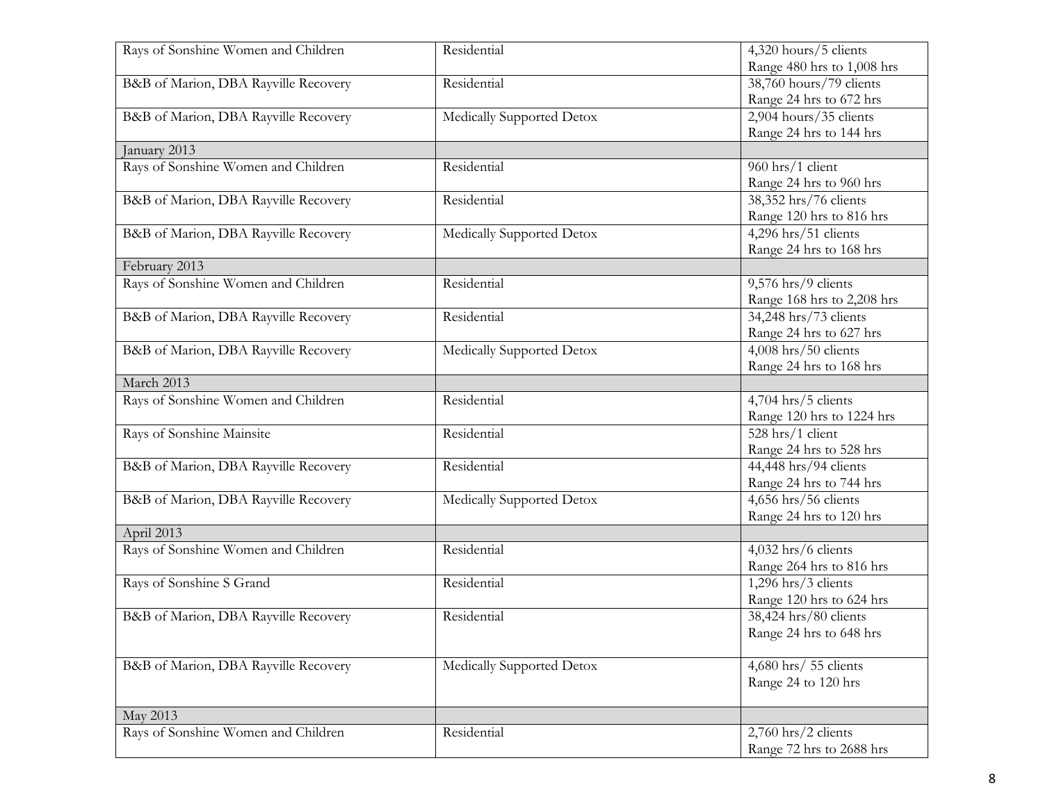| | | |
|---|---|---|
| Rays of Sonshine Women and Children | Residential | 4,320 hours/5 clients<br>Range 480 hrs to 1,008 hrs |
| B&B of Marion, DBA Rayville Recovery | Residential | 38,760 hours/79 clients<br>Range 24 hrs to 672 hrs |
| B&B of Marion, DBA Rayville Recovery | Medically Supported Detox | 2,904 hours/35 clients<br>Range 24 hrs to 144 hrs |
| January 2013 | | |
| Rays of Sonshine Women and Children | Residential | 960 hrs/1 client<br>Range 24 hrs to 960 hrs |
| B&B of Marion, DBA Rayville Recovery | Residential | 38,352 hrs/76 clients<br>Range 120 hrs to 816 hrs |
| B&B of Marion, DBA Rayville Recovery | Medically Supported Detox | 4,296 hrs/51 clients<br>Range 24 hrs to 168 hrs |
| February 2013 | | |
| Rays of Sonshine Women and Children | Residential | 9,576 hrs/9 clients<br>Range 168 hrs to 2,208 hrs |
| B&B of Marion, DBA Rayville Recovery | Residential | 34,248 hrs/73 clients<br>Range 24 hrs to 627 hrs |
| B&B of Marion, DBA Rayville Recovery | Medically Supported Detox | 4,008 hrs/50 clients<br>Range 24 hrs to 168 hrs |
| March 2013 | | |
| Rays of Sonshine Women and Children | Residential | 4,704 hrs/5 clients<br>Range 120 hrs to 1224 hrs |
| Rays of Sonshine Mainsite | Residential | 528 hrs/1 client<br>Range 24 hrs to 528 hrs |
| B&B of Marion, DBA Rayville Recovery | Residential | 44,448 hrs/94 clients<br>Range 24 hrs to 744 hrs |
| B&B of Marion, DBA Rayville Recovery | Medically Supported Detox | 4,656 hrs/56 clients<br>Range 24 hrs to 120 hrs |
| April 2013 | | |
| Rays of Sonshine Women and Children | Residential | 4,032 hrs/6 clients<br>Range 264 hrs to 816 hrs |
| Rays of Sonshine S Grand | Residential | 1,296 hrs/3 clients<br>Range 120 hrs to 624 hrs |
| B&B of Marion, DBA Rayville Recovery | Residential | 38,424 hrs/80 clients<br>Range 24 hrs to 648 hrs |
| B&B of Marion, DBA Rayville Recovery | Medically Supported Detox | 4,680 hrs/ 55 clients<br>Range 24 to 120 hrs |
| May 2013 | | |
| Rays of Sonshine Women and Children | Residential | 2,760 hrs/2 clients<br>Range 72 hrs to 2688 hrs |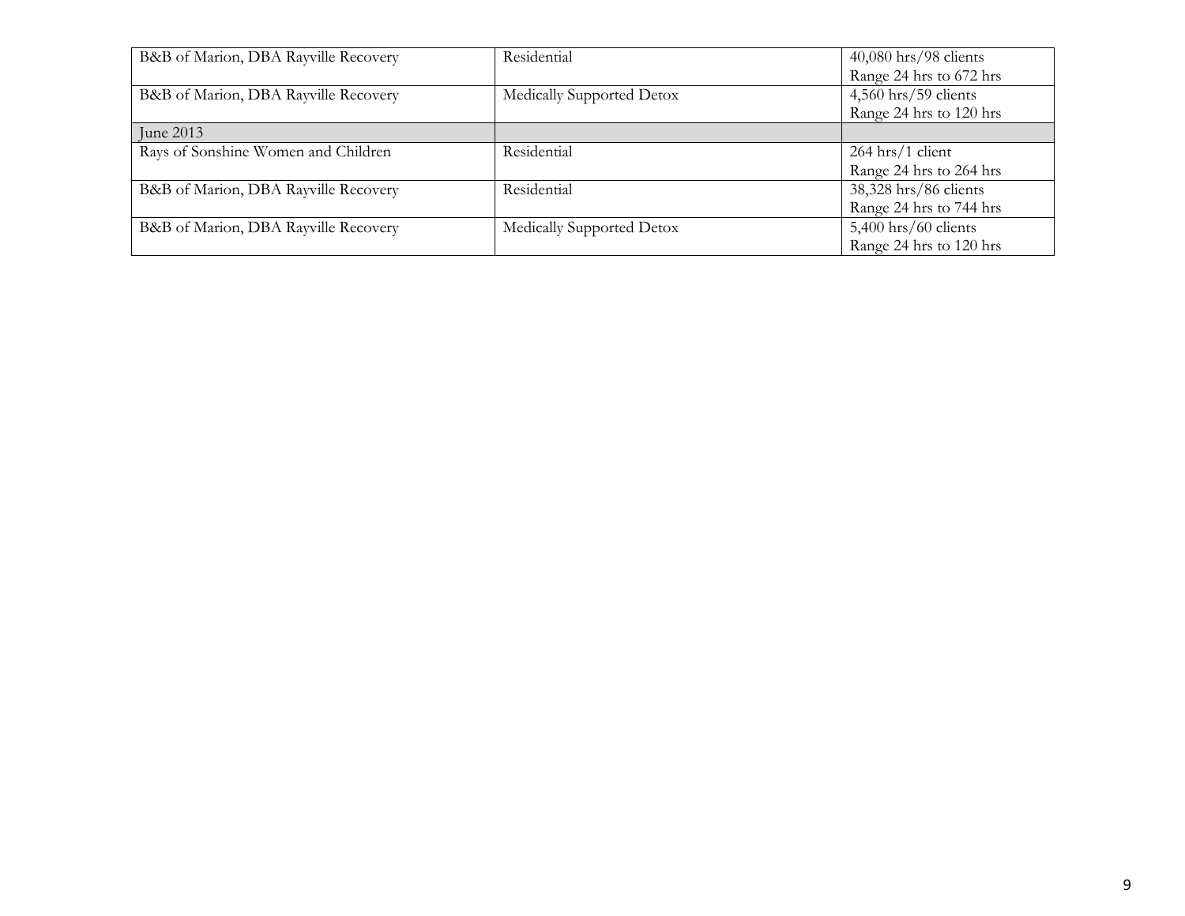| | | |
|---|---|---|
| B&B of Marion, DBA Rayville Recovery | Residential | 40,080 hrs/98 clients<br>Range 24 hrs to 672 hrs |
| B&B of Marion, DBA Rayville Recovery | Medically Supported Detox | 4,560 hrs/59 clients<br>Range 24 hrs to 120 hrs |
| June 2013 | | |
| Rays of Sonshine Women and Children | Residential | 264 hrs/1 client<br>Range 24 hrs to 264 hrs |
| B&B of Marion, DBA Rayville Recovery | Residential | 38,328 hrs/86 clients<br>Range 24 hrs to 744 hrs |
| B&B of Marion, DBA Rayville Recovery | Medically Supported Detox | 5,400 hrs/60 clients<br>Range 24 hrs to 120 hrs |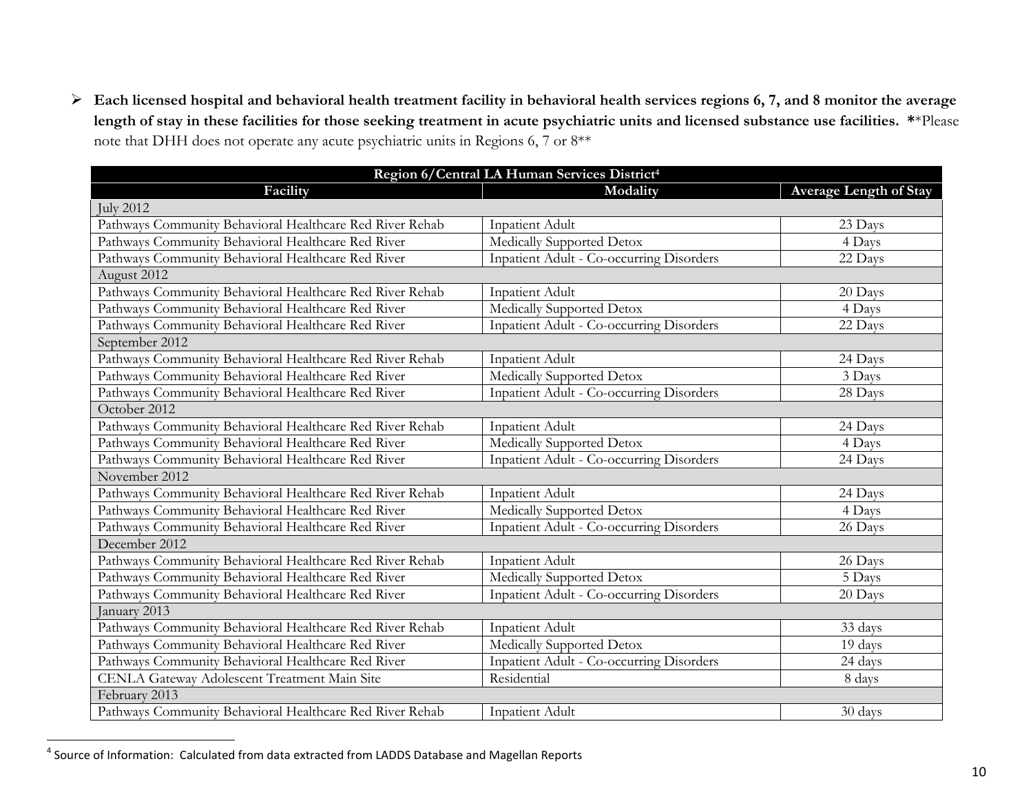- **Each licensed hospital and behavioral health treatment facility in behavioral health services regions 6, 7, and 8 monitor the average length of stay in these facilities for those seeking treatment in acute psychiatric units and licensed substance use facilities. ****Please note that DHH does not operate any acute psychiatric units in Regions 6, 7 or 8**

| Region 6/Central LA Human Services District[4] | | |
|---|---|---|
| **Facility** | **Modality** | **Average Length of Stay** |
| July 2012 | | |
| Pathways Community Behavioral Healthcare Red River Rehab | Inpatient Adult | 23 Days |
| Pathways Community Behavioral Healthcare Red River | Medically Supported Detox | 4 Days |
| Pathways Community Behavioral Healthcare Red River | Inpatient Adult - Co-occurring Disorders | 22 Days |
| August 2012 | | |
| Pathways Community Behavioral Healthcare Red River Rehab | Inpatient Adult | 20 Days |
| Pathways Community Behavioral Healthcare Red River | Medically Supported Detox | 4 Days |
| Pathways Community Behavioral Healthcare Red River | Inpatient Adult - Co-occurring Disorders | 22 Days |
| September 2012 | | |
| Pathways Community Behavioral Healthcare Red River Rehab | Inpatient Adult | 24 Days |
| Pathways Community Behavioral Healthcare Red River | Medically Supported Detox | 3 Days |
| Pathways Community Behavioral Healthcare Red River | Inpatient Adult - Co-occurring Disorders | 28 Days |
| October 2012 | | |
| Pathways Community Behavioral Healthcare Red River Rehab | Inpatient Adult | 24 Days |
| Pathways Community Behavioral Healthcare Red River | Medically Supported Detox | 4 Days |
| Pathways Community Behavioral Healthcare Red River | Inpatient Adult - Co-occurring Disorders | 24 Days |
| November 2012 | | |
| Pathways Community Behavioral Healthcare Red River Rehab | Inpatient Adult | 24 Days |
| Pathways Community Behavioral Healthcare Red River | Medically Supported Detox | 4 Days |
| Pathways Community Behavioral Healthcare Red River | Inpatient Adult - Co-occurring Disorders | 26 Days |
| December 2012 | | |
| Pathways Community Behavioral Healthcare Red River Rehab | Inpatient Adult | 26 Days |
| Pathways Community Behavioral Healthcare Red River | Medically Supported Detox | 5 Days |
| Pathways Community Behavioral Healthcare Red River | Inpatient Adult - Co-occurring Disorders | 20 Days |
| January 2013 | | |
| Pathways Community Behavioral Healthcare Red River Rehab | Inpatient Adult | 33 days |
| Pathways Community Behavioral Healthcare Red River | Medically Supported Detox | 19 days |
| Pathways Community Behavioral Healthcare Red River | Inpatient Adult - Co-occurring Disorders | 24 days |
| CENLA Gateway Adolescent Treatment Main Site | Residential | 8 days |
| February 2013 | | |
| Pathways Community Behavioral Healthcare Red River Rehab | Inpatient Adult | 30 days |

[4] Source of Information: Calculated from data extracted from LADDS Database and Magellan Reports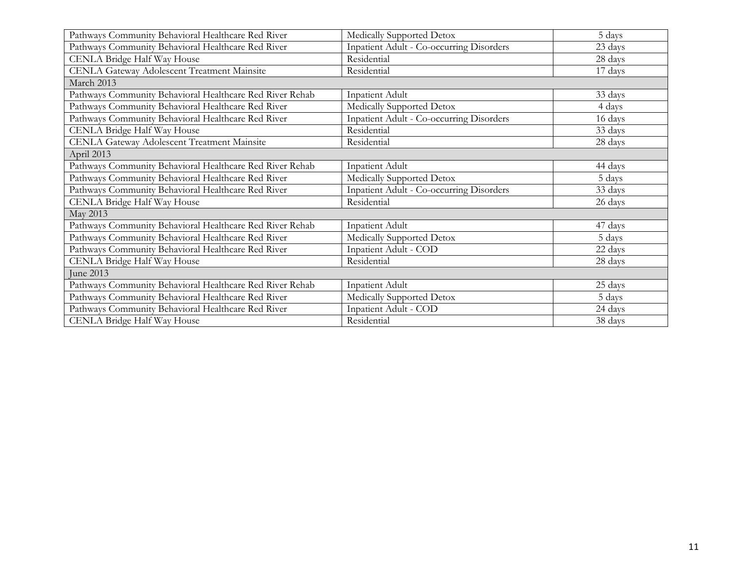| | | |
|---|---|---|
| Pathways Community Behavioral Healthcare Red River | Medically Supported Detox | 5 days |
| Pathways Community Behavioral Healthcare Red River | Inpatient Adult - Co-occurring Disorders | 23 days |
| CENLA Bridge Half Way House | Residential | 28 days |
| CENLA Gateway Adolescent Treatment Mainsite | Residential | 17 days |
| March 2013 | | |
| Pathways Community Behavioral Healthcare Red River Rehab | Inpatient Adult | 33 days |
| Pathways Community Behavioral Healthcare Red River | Medically Supported Detox | 4 days |
| Pathways Community Behavioral Healthcare Red River | Inpatient Adult - Co-occurring Disorders | 16 days |
| CENLA Bridge Half Way House | Residential | 33 days |
| CENLA Gateway Adolescent Treatment Mainsite | Residential | 28 days |
| April 2013 | | |
| Pathways Community Behavioral Healthcare Red River Rehab | Inpatient Adult | 44 days |
| Pathways Community Behavioral Healthcare Red River | Medically Supported Detox | 5 days |
| Pathways Community Behavioral Healthcare Red River | Inpatient Adult - Co-occurring Disorders | 33 days |
| CENLA Bridge Half Way House | Residential | 26 days |
| May 2013 | | |
| Pathways Community Behavioral Healthcare Red River Rehab | Inpatient Adult | 47 days |
| Pathways Community Behavioral Healthcare Red River | Medically Supported Detox | 5 days |
| Pathways Community Behavioral Healthcare Red River | Inpatient Adult - COD | 22 days |
| CENLA Bridge Half Way House | Residential | 28 days |
| June 2013 | | |
| Pathways Community Behavioral Healthcare Red River Rehab | Inpatient Adult | 25 days |
| Pathways Community Behavioral Healthcare Red River | Medically Supported Detox | 5 days |
| Pathways Community Behavioral Healthcare Red River | Inpatient Adult - COD | 24 days |
| CENLA Bridge Half Way House | Residential | 38 days |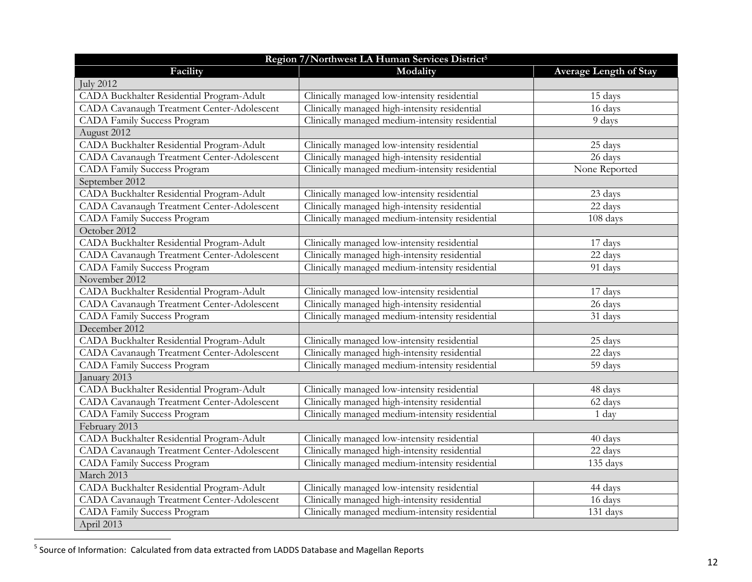| Region 7/Northwest LA Human Services District[5] | | |
|---|---|---|
| **Facility** | **Modality** | **Average Length of Stay** |
| July 2012 | | |
| CADA Buckhalter Residential Program-Adult | Clinically managed low-intensity residential | 15 days |
| CADA Cavanaugh Treatment Center-Adolescent | Clinically managed high-intensity residential | 16 days |
| CADA Family Success Program | Clinically managed medium-intensity residential | 9 days |
| August 2012 | | |
| CADA Buckhalter Residential Program-Adult | Clinically managed low-intensity residential | 25 days |
| CADA Cavanaugh Treatment Center-Adolescent | Clinically managed high-intensity residential | 26 days |
| CADA Family Success Program | Clinically managed medium-intensity residential | None Reported |
| September 2012 | | |
| CADA Buckhalter Residential Program-Adult | Clinically managed low-intensity residential | 23 days |
| CADA Cavanaugh Treatment Center-Adolescent | Clinically managed high-intensity residential | 22 days |
| CADA Family Success Program | Clinically managed medium-intensity residential | 108 days |
| October 2012 | | |
| CADA Buckhalter Residential Program-Adult | Clinically managed low-intensity residential | 17 days |
| CADA Cavanaugh Treatment Center-Adolescent | Clinically managed high-intensity residential | 22 days |
| CADA Family Success Program | Clinically managed medium-intensity residential | 91 days |
| November 2012 | | |
| CADA Buckhalter Residential Program-Adult | Clinically managed low-intensity residential | 17 days |
| CADA Cavanaugh Treatment Center-Adolescent | Clinically managed high-intensity residential | 26 days |
| CADA Family Success Program | Clinically managed medium-intensity residential | 31 days |
| December 2012 | | |
| CADA Buckhalter Residential Program-Adult | Clinically managed low-intensity residential | 25 days |
| CADA Cavanaugh Treatment Center-Adolescent | Clinically managed high-intensity residential | 22 days |
| CADA Family Success Program | Clinically managed medium-intensity residential | 59 days |
| January 2013 | | |
| CADA Buckhalter Residential Program-Adult | Clinically managed low-intensity residential | 48 days |
| CADA Cavanaugh Treatment Center-Adolescent | Clinically managed high-intensity residential | 62 days |
| CADA Family Success Program | Clinically managed medium-intensity residential | 1 day |
| February 2013 | | |
| CADA Buckhalter Residential Program-Adult | Clinically managed low-intensity residential | 40 days |
| CADA Cavanaugh Treatment Center-Adolescent | Clinically managed high-intensity residential | 22 days |
| CADA Family Success Program | Clinically managed medium-intensity residential | 135 days |
| March 2013 | | |
| CADA Buckhalter Residential Program-Adult | Clinically managed low-intensity residential | 44 days |
| CADA Cavanaugh Treatment Center-Adolescent | Clinically managed high-intensity residential | 16 days |
| CADA Family Success Program | Clinically managed medium-intensity residential | 131 days |
| April 2013 | | |

[5] Source of Information: Calculated from data extracted from LADDS Database and Magellan Reports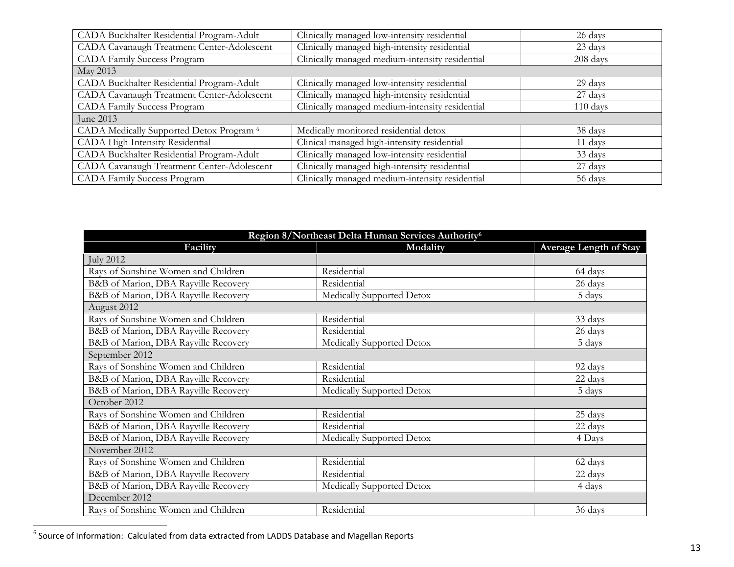| | | |
|---|---|---|
| CADA Buckhalter Residential Program-Adult | Clinically managed low-intensity residential | 26 days |
| CADA Cavanaugh Treatment Center-Adolescent | Clinically managed high-intensity residential | 23 days |
| CADA Family Success Program | Clinically managed medium-intensity residential | 208 days |
| May 2013 | | |
| CADA Buckhalter Residential Program-Adult | Clinically managed low-intensity residential | 29 days |
| CADA Cavanaugh Treatment Center-Adolescent | Clinically managed high-intensity residential | 27 days |
| CADA Family Success Program | Clinically managed medium-intensity residential | 110 days |
| June 2013 | | |
| CADA Medically Supported Detox Program [6] | Medically monitored residential detox | 38 days |
| CADA High Intensity Residential | Clinical managed high-intensity residential | 11 days |
| CADA Buckhalter Residential Program-Adult | Clinically managed low-intensity residential | 33 days |
| CADA Cavanaugh Treatment Center-Adolescent | Clinically managed high-intensity residential | 27 days |
| CADA Family Success Program | Clinically managed medium-intensity residential | 56 days |

| Region 8/Northeast Delta Human Services Authority[6] | | |
|---|---|---|
| **Facility** | **Modality** | **Average Length of Stay** |
| July 2012 | | |
| Rays of Sonshine Women and Children | Residential | 64 days |
| B&B of Marion, DBA Rayville Recovery | Residential | 26 days |
| B&B of Marion, DBA Rayville Recovery | Medically Supported Detox | 5 days |
| August 2012 | | |
| Rays of Sonshine Women and Children | Residential | 33 days |
| B&B of Marion, DBA Rayville Recovery | Residential | 26 days |
| B&B of Marion, DBA Rayville Recovery | Medically Supported Detox | 5 days |
| September 2012 | | |
| Rays of Sonshine Women and Children | Residential | 92 days |
| B&B of Marion, DBA Rayville Recovery | Residential | 22 days |
| B&B of Marion, DBA Rayville Recovery | Medically Supported Detox | 5 days |
| October 2012 | | |
| Rays of Sonshine Women and Children | Residential | 25 days |
| B&B of Marion, DBA Rayville Recovery | Residential | 22 days |
| B&B of Marion, DBA Rayville Recovery | Medically Supported Detox | 4 Days |
| November 2012 | | |
| Rays of Sonshine Women and Children | Residential | 62 days |
| B&B of Marion, DBA Rayville Recovery | Residential | 22 days |
| B&B of Marion, DBA Rayville Recovery | Medically Supported Detox | 4 days |
| December 2012 | | |
| Rays of Sonshine Women and Children | Residential | 36 days |

[6] Source of Information: Calculated from data extracted from LADDS Database and Magellan Reports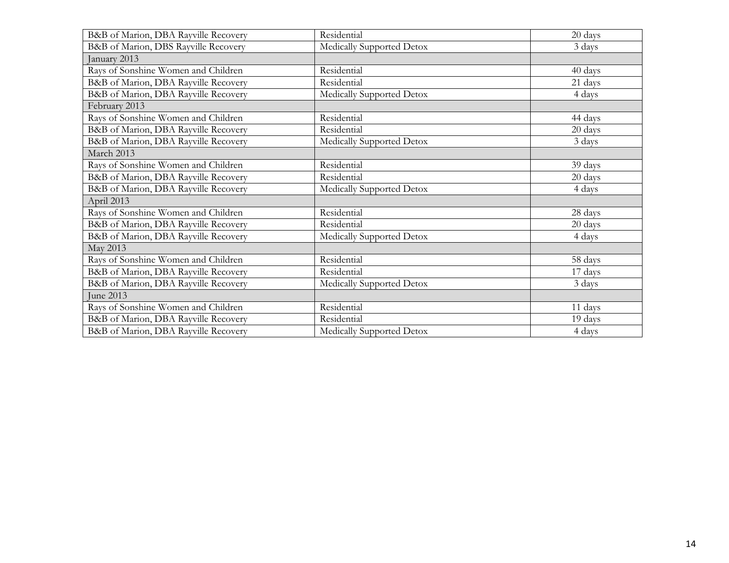| | | |
|---|---|---|
| B&B of Marion, DBA Rayville Recovery | Residential | 20 days |
| B&B of Marion, DBS Rayville Recovery | Medically Supported Detox | 3 days |
| January 2013 | | |
| Rays of Sonshine Women and Children | Residential | 40 days |
| B&B of Marion, DBA Rayville Recovery | Residential | 21 days |
| B&B of Marion, DBA Rayville Recovery | Medically Supported Detox | 4 days |
| February 2013 | | |
| Rays of Sonshine Women and Children | Residential | 44 days |
| B&B of Marion, DBA Rayville Recovery | Residential | 20 days |
| B&B of Marion, DBA Rayville Recovery | Medically Supported Detox | 3 days |
| March 2013 | | |
| Rays of Sonshine Women and Children | Residential | 39 days |
| B&B of Marion, DBA Rayville Recovery | Residential | 20 days |
| B&B of Marion, DBA Rayville Recovery | Medically Supported Detox | 4 days |
| April 2013 | | |
| Rays of Sonshine Women and Children | Residential | 28 days |
| B&B of Marion, DBA Rayville Recovery | Residential | 20 days |
| B&B of Marion, DBA Rayville Recovery | Medically Supported Detox | 4 days |
| May 2013 | | |
| Rays of Sonshine Women and Children | Residential | 58 days |
| B&B of Marion, DBA Rayville Recovery | Residential | 17 days |
| B&B of Marion, DBA Rayville Recovery | Medically Supported Detox | 3 days |
| June 2013 | | |
| Rays of Sonshine Women and Children | Residential | 11 days |
| B&B of Marion, DBA Rayville Recovery | Residential | 19 days |
| B&B of Marion, DBA Rayville Recovery | Medically Supported Detox | 4 days |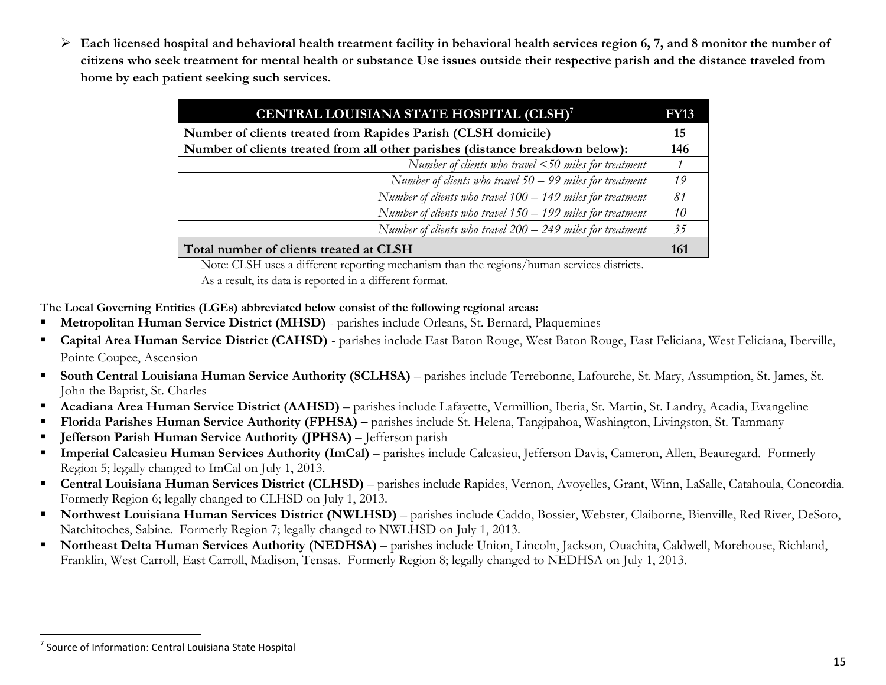- **Each licensed hospital and behavioral health treatment facility in behavioral health services region 6, 7, and 8 monitor the number of citizens who seek treatment for mental health or substance Use issues outside their respective parish and the distance traveled from home by each patient seeking such services.**

| CENTRAL LOUISIANA STATE HOSPITAL (CLSH)[7] | FY13 |
|---|---|
| **Number of clients treated from Rapides Parish (CLSH domicile)** | **15** |
| **Number of clients treated from all other parishes (distance breakdown below):** | **146** |
| *Number of clients who travel <50 miles for treatment* | *1* |
| *Number of clients who travel 50 – 99 miles for treatment* | *19* |
| *Number of clients who travel 100 – 149 miles for treatment* | *81* |
| *Number of clients who travel 150 – 199 miles for treatment* | *10* |
| *Number of clients who travel 200 – 249 miles for treatment* | *35* |
| **Total number of clients treated at CLSH** | **161** |

Note: CLSH uses a different reporting mechanism than the regions/human services districts. As a result, its data is reported in a different format.

**The Local Governing Entities (LGEs) abbreviated below consist of the following regional areas:**

- **Metropolitan Human Service District (MHSD)** - parishes include Orleans, St. Bernard, Plaquemines
- **Capital Area Human Service District (CAHSD)** - parishes include East Baton Rouge, West Baton Rouge, East Feliciana, West Feliciana, Iberville, Pointe Coupee, Ascension
- **South Central Louisiana Human Service Authority (SCLHSA)** – parishes include Terrebonne, Lafourche, St. Mary, Assumption, St. James, St. John the Baptist, St. Charles
- **Acadiana Area Human Service District (AAHSD)** – parishes include Lafayette, Vermillion, Iberia, St. Martin, St. Landry, Acadia, Evangeline
- **Florida Parishes Human Service Authority (FPHSA) –** parishes include St. Helena, Tangipahoa, Washington, Livingston, St. Tammany
- **Jefferson Parish Human Service Authority (JPHSA)** – Jefferson parish
- **Imperial Calcasieu Human Services Authority (ImCal)** – parishes include Calcasieu, Jefferson Davis, Cameron, Allen, Beauregard. Formerly Region 5; legally changed to ImCal on July 1, 2013.
- **Central Louisiana Human Services District (CLHSD)** – parishes include Rapides, Vernon, Avoyelles, Grant, Winn, LaSalle, Catahoula, Concordia. Formerly Region 6; legally changed to CLHSD on July 1, 2013.
- **Northwest Louisiana Human Services District (NWLHSD)** – parishes include Caddo, Bossier, Webster, Claiborne, Bienville, Red River, DeSoto, Natchitoches, Sabine. Formerly Region 7; legally changed to NWLHSD on July 1, 2013.
- **Northeast Delta Human Services Authority (NEDHSA)** – parishes include Union, Lincoln, Jackson, Ouachita, Caldwell, Morehouse, Richland, Franklin, West Carroll, East Carroll, Madison, Tensas. Formerly Region 8; legally changed to NEDHSA on July 1, 2013.

[7] Source of Information: Central Louisiana State Hospital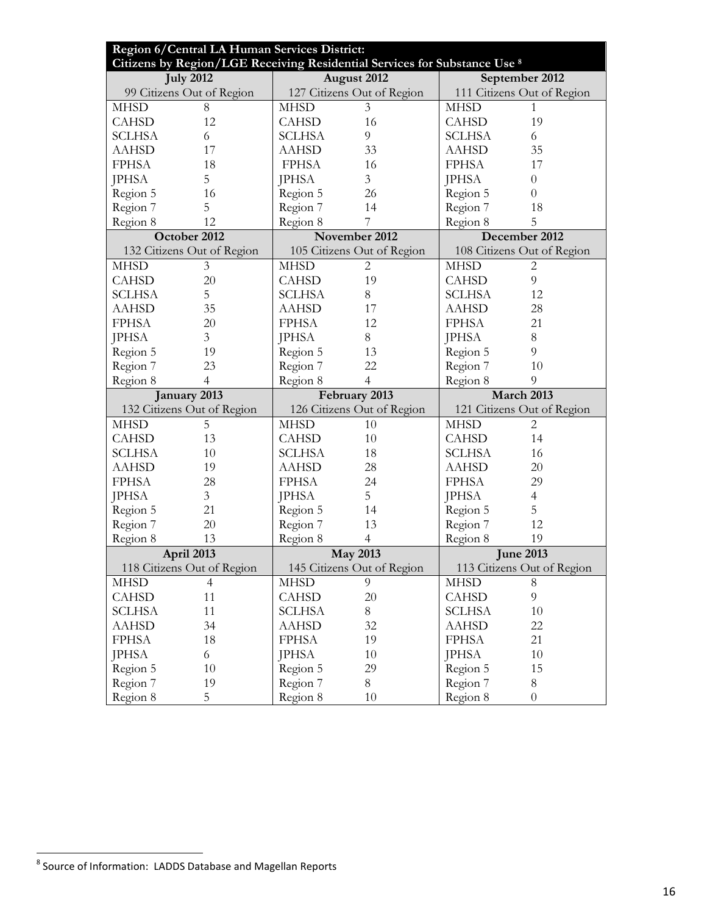**Region 6/Central LA Human Services District:**
**Citizens by Region/LGE Receiving Residential Services for Substance Use** [8]

| July 2012 | | August 2012 | | September 2012 | |
|---|---|---|---|---|---|
| 99 Citizens Out of Region | | 127 Citizens Out of Region | | 111 Citizens Out of Region | |
| MHSD | 8 | MHSD | 3 | MHSD | 1 |
| CAHSD | 12 | CAHSD | 16 | CAHSD | 19 |
| SCLHSA | 6 | SCLHSA | 9 | SCLHSA | 6 |
| AAHSD | 17 | AAHSD | 33 | AAHSD | 35 |
| FPHSA | 18 | FPHSA | 16 | FPHSA | 17 |
| JPHSA | 5 | JPHSA | 3 | JPHSA | 0 |
| Region 5 | 16 | Region 5 | 26 | Region 5 | 0 |
| Region 7 | 5 | Region 7 | 14 | Region 7 | 18 |
| Region 8 | 12 | Region 8 | 7 | Region 8 | 5 |
| **October 2012** | | **November 2012** | | **December 2012** | |
| 132 Citizens Out of Region | | 105 Citizens Out of Region | | 108 Citizens Out of Region | |
| MHSD | 3 | MHSD | 2 | MHSD | 2 |
| CAHSD | 20 | CAHSD | 19 | CAHSD | 9 |
| SCLHSA | 5 | SCLHSA | 8 | SCLHSA | 12 |
| AAHSD | 35 | AAHSD | 17 | AAHSD | 28 |
| FPHSA | 20 | FPHSA | 12 | FPHSA | 21 |
| JPHSA | 3 | JPHSA | 8 | JPHSA | 8 |
| Region 5 | 19 | Region 5 | 13 | Region 5 | 9 |
| Region 7 | 23 | Region 7 | 22 | Region 7 | 10 |
| Region 8 | 4 | Region 8 | 4 | Region 8 | 9 |
| **January 2013** | | **February 2013** | | **March 2013** | |
| 132 Citizens Out of Region | | 126 Citizens Out of Region | | 121 Citizens Out of Region | |
| MHSD | 5 | MHSD | 10 | MHSD | 2 |
| CAHSD | 13 | CAHSD | 10 | CAHSD | 14 |
| SCLHSA | 10 | SCLHSA | 18 | SCLHSA | 16 |
| AAHSD | 19 | AAHSD | 28 | AAHSD | 20 |
| FPHSA | 28 | FPHSA | 24 | FPHSA | 29 |
| JPHSA | 3 | JPHSA | 5 | JPHSA | 4 |
| Region 5 | 21 | Region 5 | 14 | Region 5 | 5 |
| Region 7 | 20 | Region 7 | 13 | Region 7 | 12 |
| Region 8 | 13 | Region 8 | 4 | Region 8 | 19 |
| **April 2013** | | **May 2013** | | **June 2013** | |
| 118 Citizens Out of Region | | 145 Citizens Out of Region | | 113 Citizens Out of Region | |
| MHSD | 4 | MHSD | 9 | MHSD | 8 |
| CAHSD | 11 | CAHSD | 20 | CAHSD | 9 |
| SCLHSA | 11 | SCLHSA | 8 | SCLHSA | 10 |
| AAHSD | 34 | AAHSD | 32 | AAHSD | 22 |
| FPHSA | 18 | FPHSA | 19 | FPHSA | 21 |
| JPHSA | 6 | JPHSA | 10 | JPHSA | 10 |
| Region 5 | 10 | Region 5 | 29 | Region 5 | 15 |
| Region 7 | 19 | Region 7 | 8 | Region 7 | 8 |
| Region 8 | 5 | Region 8 | 10 | Region 8 | 0 |

[8] Source of Information: LADDS Database and Magellan Reports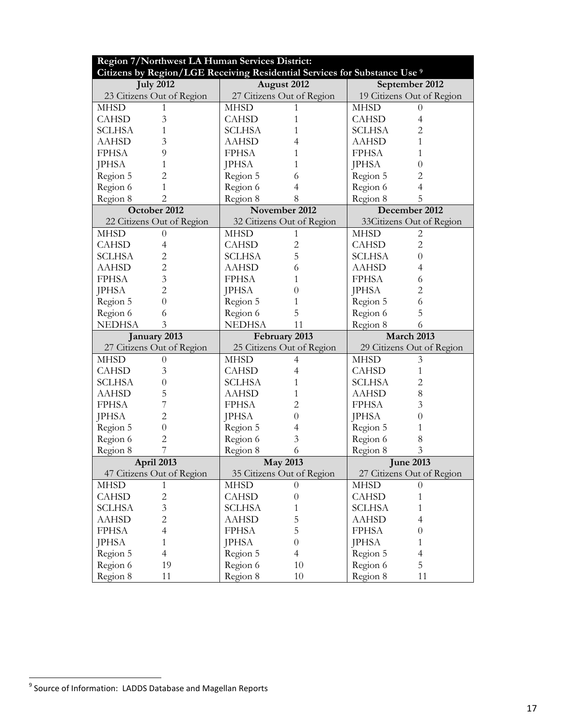| Region 7/Northwest LA Human Services District: Citizens by Region/LGE Receiving Residential Services for Substance Use [9] | | | | | |
|---|---|---|---|---|---|
| **July 2012** | | **August 2012** | | **September 2012** | |
| 23 Citizens Out of Region | | 27 Citizens Out of Region | | 19 Citizens Out of Region | |
| MHSD | 1 | MHSD | 1 | MHSD | 0 |
| CAHSD | 3 | CAHSD | 1 | CAHSD | 4 |
| SCLHSA | 1 | SCLHSA | 1 | SCLHSA | 2 |
| AAHSD | 3 | AAHSD | 4 | AAHSD | 1 |
| FPHSA | 9 | FPHSA | 1 | FPHSA | 1 |
| JPHSA | 1 | JPHSA | 1 | JPHSA | 0 |
| Region 5 | 2 | Region 5 | 6 | Region 5 | 2 |
| Region 6 | 1 | Region 6 | 4 | Region 6 | 4 |
| Region 8 | 2 | Region 8 | 8 | Region 8 | 5 |
| **October 2012** | | **November 2012** | | **December 2012** | |
| 22 Citizens Out of Region | | 32 Citizens Out of Region | | 33Citizens Out of Region | |
| MHSD | 0 | MHSD | 1 | MHSD | 2 |
| CAHSD | 4 | CAHSD | 2 | CAHSD | 2 |
| SCLHSA | 2 | SCLHSA | 5 | SCLHSA | 0 |
| AAHSD | 2 | AAHSD | 6 | AAHSD | 4 |
| FPHSA | 3 | FPHSA | 1 | FPHSA | 6 |
| JPHSA | 2 | JPHSA | 0 | JPHSA | 2 |
| Region 5 | 0 | Region 5 | 1 | Region 5 | 6 |
| Region 6 | 6 | Region 6 | 5 | Region 6 | 5 |
| NEDHSA | 3 | NEDHSA | 11 | Region 8 | 6 |
| **January 2013** | | **February 2013** | | **March 2013** | |
| 27 Citizens Out of Region | | 25 Citizens Out of Region | | 29 Citizens Out of Region | |
| MHSD | 0 | MHSD | 4 | MHSD | 3 |
| CAHSD | 3 | CAHSD | 4 | CAHSD | 1 |
| SCLHSA | 0 | SCLHSA | 1 | SCLHSA | 2 |
| AAHSD | 5 | AAHSD | 1 | AAHSD | 8 |
| FPHSA | 7 | FPHSA | 2 | FPHSA | 3 |
| JPHSA | 2 | JPHSA | 0 | JPHSA | 0 |
| Region 5 | 0 | Region 5 | 4 | Region 5 | 1 |
| Region 6 | 2 | Region 6 | 3 | Region 6 | 8 |
| Region 8 | 7 | Region 8 | 6 | Region 8 | 3 |
| **April 2013** | | **May 2013** | | **June 2013** | |
| 47 Citizens Out of Region | | 35 Citizens Out of Region | | 27 Citizens Out of Region | |
| MHSD | 1 | MHSD | 0 | MHSD | 0 |
| CAHSD | 2 | CAHSD | 0 | CAHSD | 1 |
| SCLHSA | 3 | SCLHSA | 1 | SCLHSA | 1 |
| AAHSD | 2 | AAHSD | 5 | AAHSD | 4 |
| FPHSA | 4 | FPHSA | 5 | FPHSA | 0 |
| JPHSA | 1 | JPHSA | 0 | JPHSA | 1 |
| Region 5 | 4 | Region 5 | 4 | Region 5 | 4 |
| Region 6 | 19 | Region 6 | 10 | Region 6 | 5 |
| Region 8 | 11 | Region 8 | 10 | Region 8 | 11 |

[9] Source of Information: LADDS Database and Magellan Reports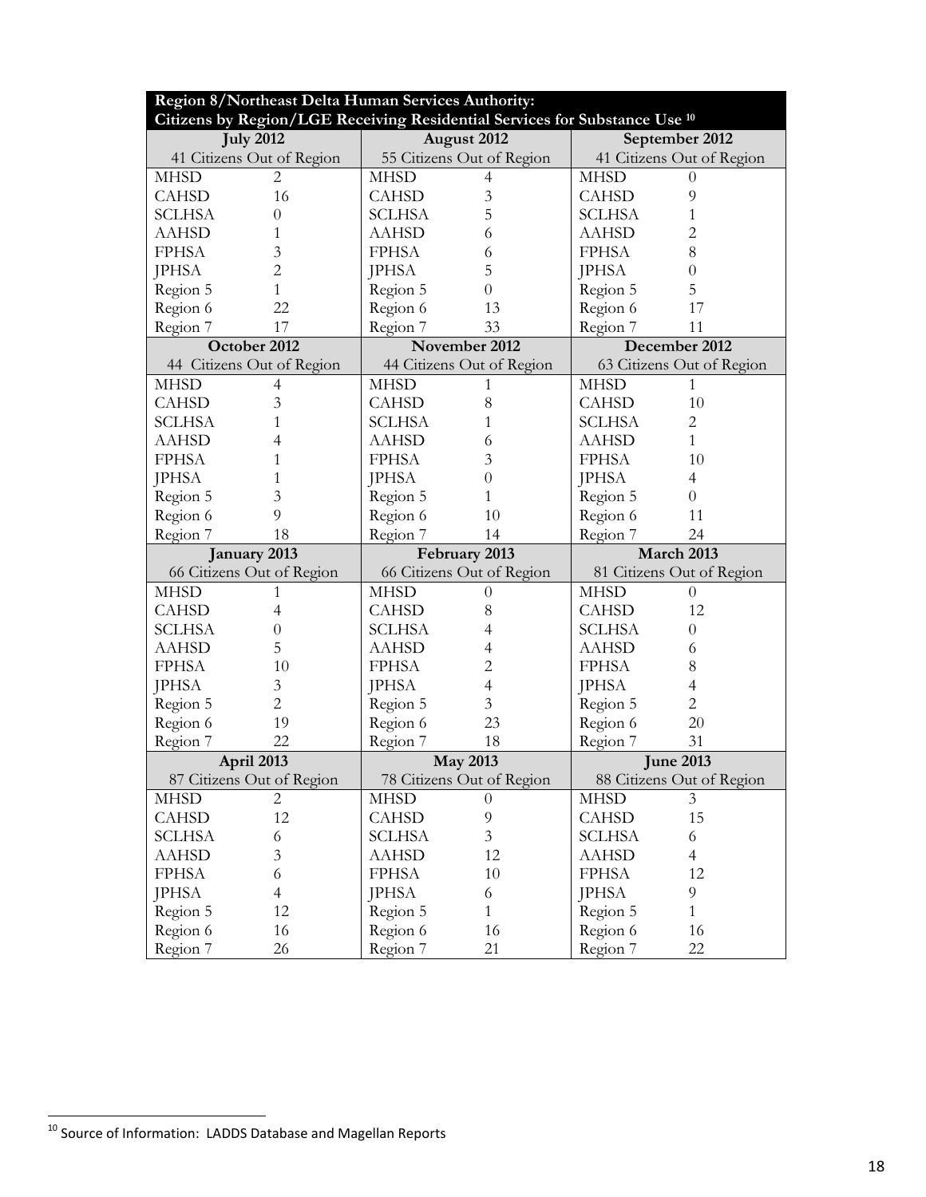**Region 8/Northeast Delta Human Services Authority: Citizens by Region/LGE Receiving Residential Services for Substance Use**[10]

| July 2012 | | August 2012 | | September 2012 | |
|---|---|---|---|---|---|
| 41 Citizens Out of Region | | 55 Citizens Out of Region | | 41 Citizens Out of Region | |
| MHSD | 2 | MHSD | 4 | MHSD | 0 |
| CAHSD | 16 | CAHSD | 3 | CAHSD | 9 |
| SCLHSA | 0 | SCLHSA | 5 | SCLHSA | 1 |
| AAHSD | 1 | AAHSD | 6 | AAHSD | 2 |
| FPHSA | 3 | FPHSA | 6 | FPHSA | 8 |
| JPHSA | 2 | JPHSA | 5 | JPHSA | 0 |
| Region 5 | 1 | Region 5 | 0 | Region 5 | 5 |
| Region 6 | 22 | Region 6 | 13 | Region 6 | 17 |
| Region 7 | 17 | Region 7 | 33 | Region 7 | 11 |
| **October 2012** | | **November 2012** | | **December 2012** | |
| 44 Citizens Out of Region | | 44 Citizens Out of Region | | 63 Citizens Out of Region | |
| MHSD | 4 | MHSD | 1 | MHSD | 1 |
| CAHSD | 3 | CAHSD | 8 | CAHSD | 10 |
| SCLHSA | 1 | SCLHSA | 1 | SCLHSA | 2 |
| AAHSD | 4 | AAHSD | 6 | AAHSD | 1 |
| FPHSA | 1 | FPHSA | 3 | FPHSA | 10 |
| JPHSA | 1 | JPHSA | 0 | JPHSA | 4 |
| Region 5 | 3 | Region 5 | 1 | Region 5 | 0 |
| Region 6 | 9 | Region 6 | 10 | Region 6 | 11 |
| Region 7 | 18 | Region 7 | 14 | Region 7 | 24 |
| **January 2013** | | **February 2013** | | **March 2013** | |
| 66 Citizens Out of Region | | 66 Citizens Out of Region | | 81 Citizens Out of Region | |
| MHSD | 1 | MHSD | 0 | MHSD | 0 |
| CAHSD | 4 | CAHSD | 8 | CAHSD | 12 |
| SCLHSA | 0 | SCLHSA | 4 | SCLHSA | 0 |
| AAHSD | 5 | AAHSD | 4 | AAHSD | 6 |
| FPHSA | 10 | FPHSA | 2 | FPHSA | 8 |
| JPHSA | 3 | JPHSA | 4 | JPHSA | 4 |
| Region 5 | 2 | Region 5 | 3 | Region 5 | 2 |
| Region 6 | 19 | Region 6 | 23 | Region 6 | 20 |
| Region 7 | 22 | Region 7 | 18 | Region 7 | 31 |
| **April 2013** | | **May 2013** | | **June 2013** | |
| 87 Citizens Out of Region | | 78 Citizens Out of Region | | 88 Citizens Out of Region | |
| MHSD | 2 | MHSD | 0 | MHSD | 3 |
| CAHSD | 12 | CAHSD | 9 | CAHSD | 15 |
| SCLHSA | 6 | SCLHSA | 3 | SCLHSA | 6 |
| AAHSD | 3 | AAHSD | 12 | AAHSD | 4 |
| FPHSA | 6 | FPHSA | 10 | FPHSA | 12 |
| JPHSA | 4 | JPHSA | 6 | JPHSA | 9 |
| Region 5 | 12 | Region 5 | 1 | Region 5 | 1 |
| Region 6 | 16 | Region 6 | 16 | Region 6 | 16 |
| Region 7 | 26 | Region 7 | 21 | Region 7 | 22 |

[10] Source of Information: LADDS Database and Magellan Reports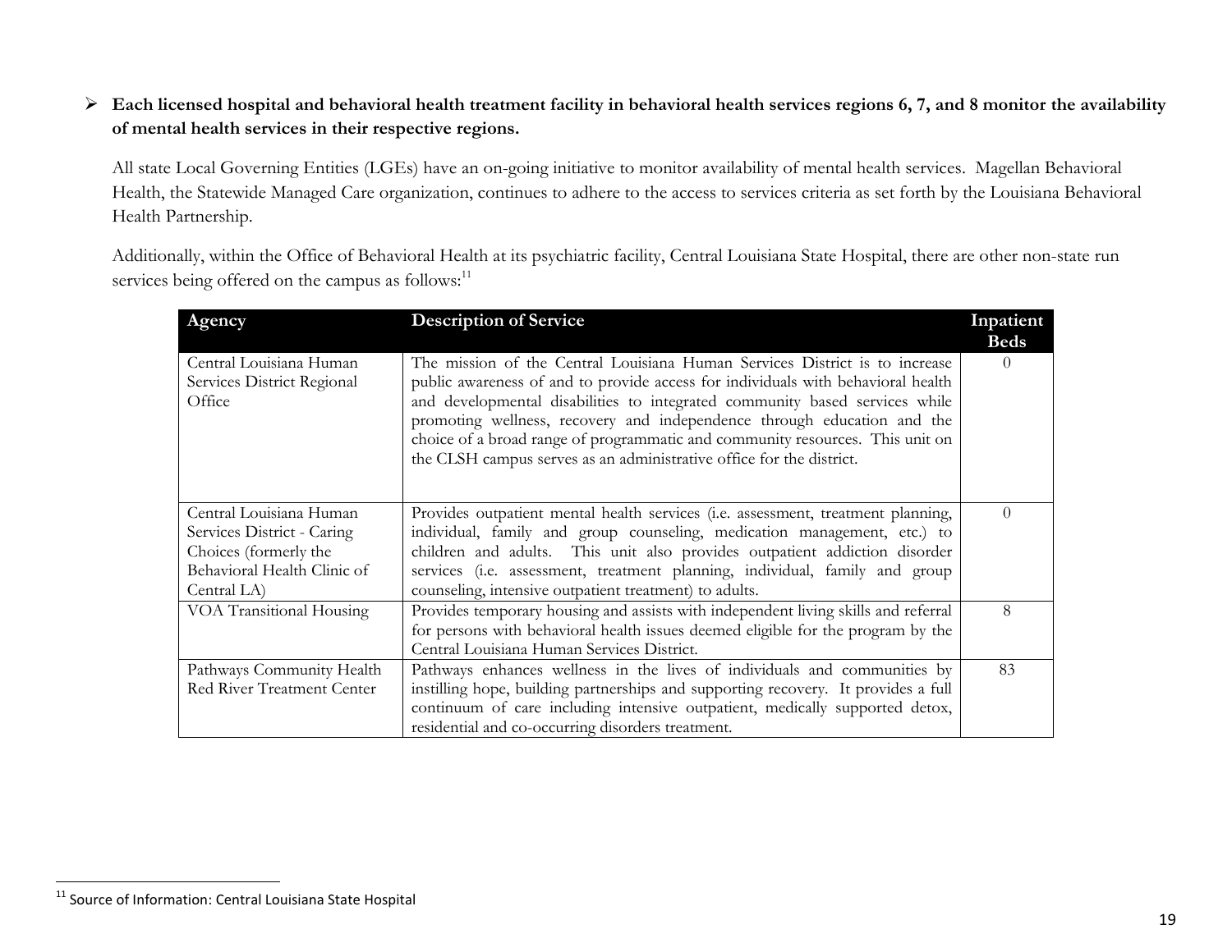- **Each licensed hospital and behavioral health treatment facility in behavioral health services regions 6, 7, and 8 monitor the availability of mental health services in their respective regions.**

All state Local Governing Entities (LGEs) have an on-going initiative to monitor availability of mental health services. Magellan Behavioral Health, the Statewide Managed Care organization, continues to adhere to the access to services criteria as set forth by the Louisiana Behavioral Health Partnership.

Additionally, within the Office of Behavioral Health at its psychiatric facility, Central Louisiana State Hospital, there are other non-state run services being offered on the campus as follows:[11]

| Agency | Description of Service | Inpatient Beds |
| --- | --- | --- |
| Central Louisiana Human Services District Regional Office | The mission of the Central Louisiana Human Services District is to increase public awareness of and to provide access for individuals with behavioral health and developmental disabilities to integrated community based services while promoting wellness, recovery and independence through education and the choice of a broad range of programmatic and community resources. This unit on the CLSH campus serves as an administrative office for the district. | 0 |
| Central Louisiana Human Services District - Caring Choices (formerly the Behavioral Health Clinic of Central LA) | Provides outpatient mental health services (i.e. assessment, treatment planning, individual, family and group counseling, medication management, etc.) to children and adults. This unit also provides outpatient addiction disorder services (i.e. assessment, treatment planning, individual, family and group counseling, intensive outpatient treatment) to adults. | 0 |
| VOA Transitional Housing | Provides temporary housing and assists with independent living skills and referral for persons with behavioral health issues deemed eligible for the program by the Central Louisiana Human Services District. | 8 |
| Pathways Community Health Red River Treatment Center | Pathways enhances wellness in the lives of individuals and communities by instilling hope, building partnerships and supporting recovery. It provides a full continuum of care including intensive outpatient, medically supported detox, residential and co-occurring disorders treatment. | 83 |

[11] Source of Information: Central Louisiana State Hospital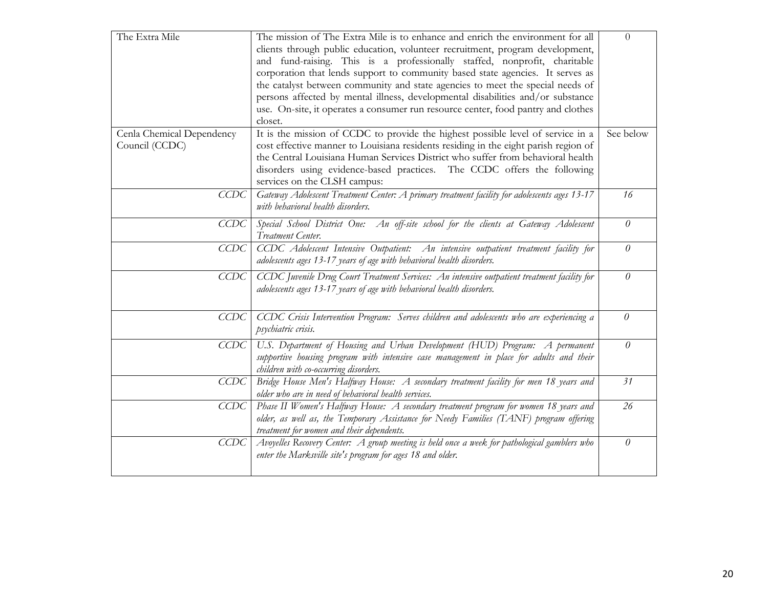| | | |
|---|---|---|
| The Extra Mile | The mission of The Extra Mile is to enhance and enrich the environment for all clients through public education, volunteer recruitment, program development, and fund-raising. This is a professionally staffed, nonprofit, charitable corporation that lends support to community based state agencies. It serves as the catalyst between community and state agencies to meet the special needs of persons affected by mental illness, developmental disabilities and/or substance use. On-site, it operates a consumer run resource center, food pantry and clothes closet. | 0 |
| Cenla Chemical Dependency Council (CCDC) | It is the mission of CCDC to provide the highest possible level of service in a cost effective manner to Louisiana residents residing in the eight parish region of the Central Louisiana Human Services District who suffer from behavioral health disorders using evidence-based practices. The CCDC offers the following services on the CLSH campus: | See below |
| *CCDC* | *Gateway Adolescent Treatment Center: A primary treatment facility for adolescents ages 13-17 with behavioral health disorders.* | *16* |
| *CCDC* | *Special School District One: An off-site school for the clients at Gateway Adolescent Treatment Center.* | *0* |
| *CCDC* | *CCDC Adolescent Intensive Outpatient: An intensive outpatient treatment facility for adolescents ages 13-17 years of age with behavioral health disorders.* | *0* |
| *CCDC* | *CCDC Juvenile Drug Court Treatment Services: An intensive outpatient treatment facility for adolescents ages 13-17 years of age with behavioral health disorders.* | *0* |
| *CCDC* | *CCDC Crisis Intervention Program: Serves children and adolescents who are experiencing a psychiatric crisis.* | *0* |
| *CCDC* | *U.S. Department of Housing and Urban Development (HUD) Program: A permanent supportive housing program with intensive case management in place for adults and their children with co-occurring disorders.* | *0* |
| *CCDC* | *Bridge House Men's Halfway House: A secondary treatment facility for men 18 years and older who are in need of behavioral health services.* | *31* |
| *CCDC* | *Phase II Women's Halfway House: A secondary treatment program for women 18 years and older, as well as, the Temporary Assistance for Needy Families (TANF) program offering treatment for women and their dependents.* | *26* |
| *CCDC* | *Avoyelles Recovery Center: A group meeting is held once a week for pathological gamblers who enter the Marksville site's program for ages 18 and older.* | *0* |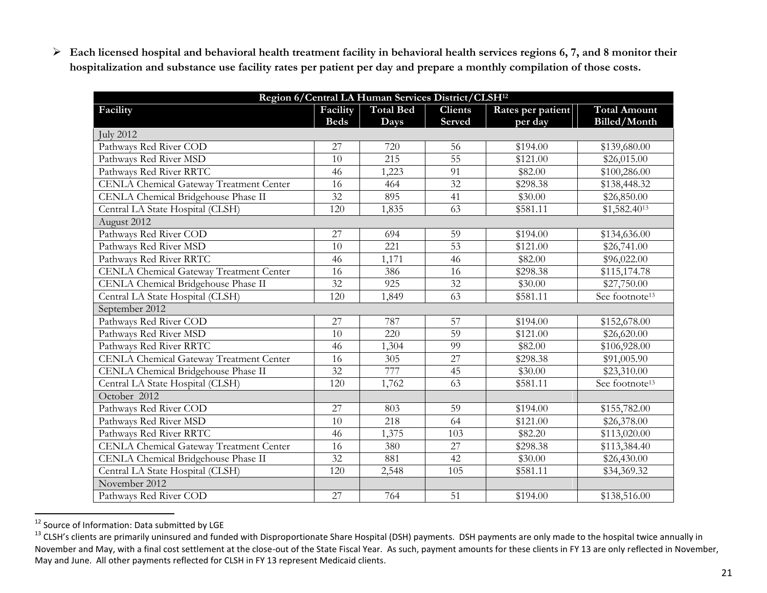- **Each licensed hospital and behavioral health treatment facility in behavioral health services regions 6, 7, and 8 monitor their hospitalization and substance use facility rates per patient per day and prepare a monthly compilation of those costs.**

| Region 6/Central LA Human Services District/CLSH[12] | | | | | |
|---|---|---|---|---|---|
| **Facility** | **Facility Beds** | **Total Bed Days** | **Clients Served** | **Rates per patient per day** | **Total Amount Billed/Month** |
| July 2012 | | | | | |
| Pathways Red River COD | 27 | 720 | 56 | $194.00 | $139,680.00 |
| Pathways Red River MSD | 10 | 215 | 55 | $121.00 | $26,015.00 |
| Pathways Red River RRTC | 46 | 1,223 | 91 | $82.00 | $100,286.00 |
| CENLA Chemical Gateway Treatment Center | 16 | 464 | 32 | $298.38 | $138,448.32 |
| CENLA Chemical Bridgehouse Phase II | 32 | 895 | 41 | $30.00 | $26,850.00 |
| Central LA State Hospital (CLSH) | 120 | 1,835 | 63 | $581.11 | $1,582.40[13] |
| August 2012 | | | | | |
| Pathways Red River COD | 27 | 694 | 59 | $194.00 | $134,636.00 |
| Pathways Red River MSD | 10 | 221 | 53 | $121.00 | $26,741.00 |
| Pathways Red River RRTC | 46 | 1,171 | 46 | $82.00 | $96,022.00 |
| CENLA Chemical Gateway Treatment Center | 16 | 386 | 16 | $298.38 | $115,174.78 |
| CENLA Chemical Bridgehouse Phase II | 32 | 925 | 32 | $30.00 | $27,750.00 |
| Central LA State Hospital (CLSH) | 120 | 1,849 | 63 | $581.11 | See footnote[13] |
| September 2012 | | | | | |
| Pathways Red River COD | 27 | 787 | 57 | $194.00 | $152,678.00 |
| Pathways Red River MSD | 10 | 220 | 59 | $121.00 | $26,620.00 |
| Pathways Red River RRTC | 46 | 1,304 | 99 | $82.00 | $106,928.00 |
| CENLA Chemical Gateway Treatment Center | 16 | 305 | 27 | $298.38 | $91,005.90 |
| CENLA Chemical Bridgehouse Phase II | 32 | 777 | 45 | $30.00 | $23,310.00 |
| Central LA State Hospital (CLSH) | 120 | 1,762 | 63 | $581.11 | See footnote[13] |
| October 2012 | | | | | |
| Pathways Red River COD | 27 | 803 | 59 | $194.00 | $155,782.00 |
| Pathways Red River MSD | 10 | 218 | 64 | $121.00 | $26,378.00 |
| Pathways Red River RRTC | 46 | 1,375 | 103 | $82.20 | $113,020.00 |
| CENLA Chemical Gateway Treatment Center | 16 | 380 | 27 | $298.38 | $113,384.40 |
| CENLA Chemical Bridgehouse Phase II | 32 | 881 | 42 | $30.00 | $26,430.00 |
| Central LA State Hospital (CLSH) | 120 | 2,548 | 105 | $581.11 | $34,369.32 |
| November 2012 | | | | | |
| Pathways Red River COD | 27 | 764 | 51 | $194.00 | $138,516.00 |

[12] Source of Information: Data submitted by LGE

[13] CLSH's clients are primarily uninsured and funded with Disproportionate Share Hospital (DSH) payments. DSH payments are only made to the hospital twice annually in November and May, with a final cost settlement at the close-out of the State Fiscal Year. As such, payment amounts for these clients in FY 13 are only reflected in November, May and June. All other payments reflected for CLSH in FY 13 represent Medicaid clients.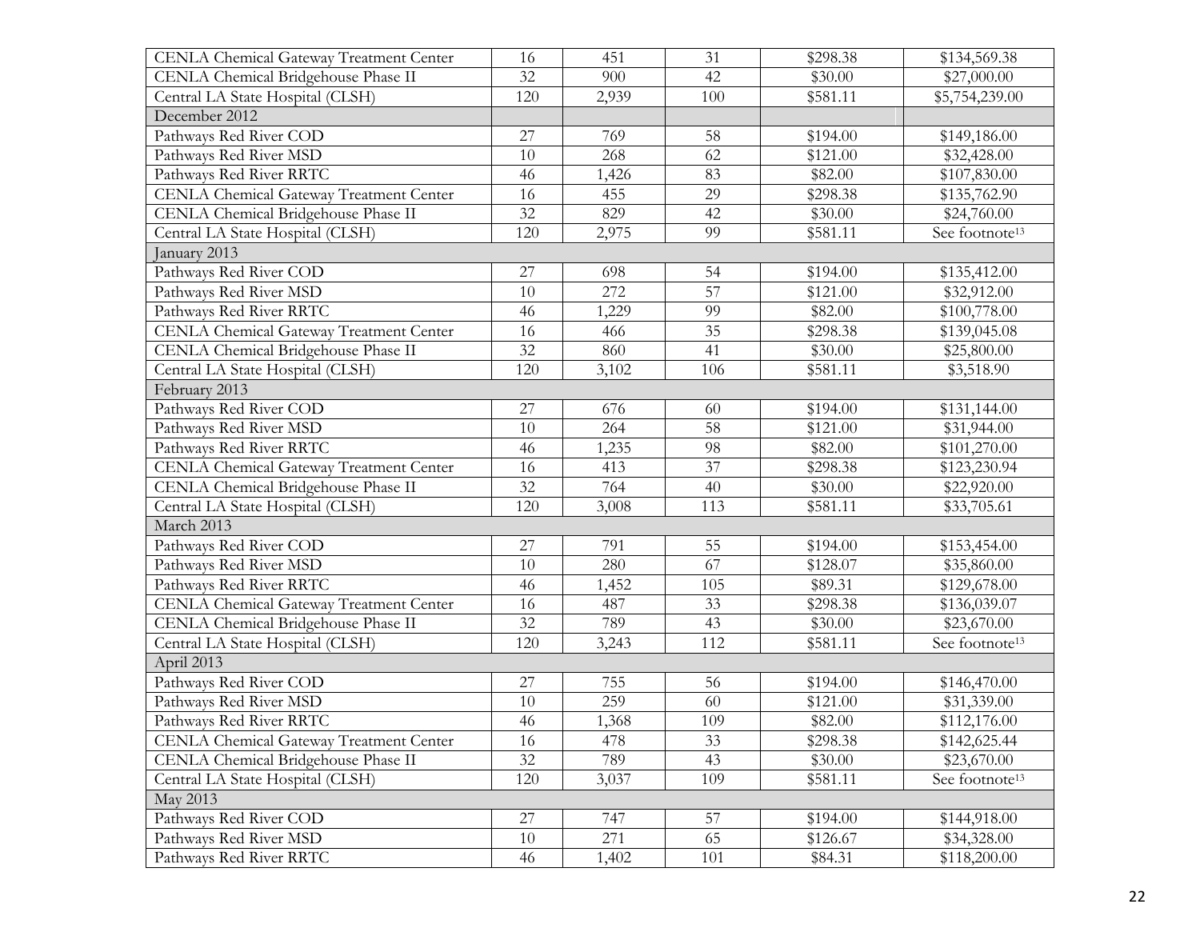| | | | | | |
|---|---|---|---|---|---|
| CENLA Chemical Gateway Treatment Center | 16 | 451 | 31 | $298.38 | $134,569.38 |
| CENLA Chemical Bridgehouse Phase II | 32 | 900 | 42 | $30.00 | $27,000.00 |
| Central LA State Hospital (CLSH) | 120 | 2,939 | 100 | $581.11 | $5,754,239.00 |
| December 2012 | | | | | |
| Pathways Red River COD | 27 | 769 | 58 | $194.00 | $149,186.00 |
| Pathways Red River MSD | 10 | 268 | 62 | $121.00 | $32,428.00 |
| Pathways Red River RRTC | 46 | 1,426 | 83 | $82.00 | $107,830.00 |
| CENLA Chemical Gateway Treatment Center | 16 | 455 | 29 | $298.38 | $135,762.90 |
| CENLA Chemical Bridgehouse Phase II | 32 | 829 | 42 | $30.00 | $24,760.00 |
| Central LA State Hospital (CLSH) | 120 | 2,975 | 99 | $581.11 | See footnote[13] |
| January 2013 | | | | | |
| Pathways Red River COD | 27 | 698 | 54 | $194.00 | $135,412.00 |
| Pathways Red River MSD | 10 | 272 | 57 | $121.00 | $32,912.00 |
| Pathways Red River RRTC | 46 | 1,229 | 99 | $82.00 | $100,778.00 |
| CENLA Chemical Gateway Treatment Center | 16 | 466 | 35 | $298.38 | $139,045.08 |
| CENLA Chemical Bridgehouse Phase II | 32 | 860 | 41 | $30.00 | $25,800.00 |
| Central LA State Hospital (CLSH) | 120 | 3,102 | 106 | $581.11 | $3,518.90 |
| February 2013 | | | | | |
| Pathways Red River COD | 27 | 676 | 60 | $194.00 | $131,144.00 |
| Pathways Red River MSD | 10 | 264 | 58 | $121.00 | $31,944.00 |
| Pathways Red River RRTC | 46 | 1,235 | 98 | $82.00 | $101,270.00 |
| CENLA Chemical Gateway Treatment Center | 16 | 413 | 37 | $298.38 | $123,230.94 |
| CENLA Chemical Bridgehouse Phase II | 32 | 764 | 40 | $30.00 | $22,920.00 |
| Central LA State Hospital (CLSH) | 120 | 3,008 | 113 | $581.11 | $33,705.61 |
| March 2013 | | | | | |
| Pathways Red River COD | 27 | 791 | 55 | $194.00 | $153,454.00 |
| Pathways Red River MSD | 10 | 280 | 67 | $128.07 | $35,860.00 |
| Pathways Red River RRTC | 46 | 1,452 | 105 | $89.31 | $129,678.00 |
| CENLA Chemical Gateway Treatment Center | 16 | 487 | 33 | $298.38 | $136,039.07 |
| CENLA Chemical Bridgehouse Phase II | 32 | 789 | 43 | $30.00 | $23,670.00 |
| Central LA State Hospital (CLSH) | 120 | 3,243 | 112 | $581.11 | See footnote[13] |
| April 2013 | | | | | |
| Pathways Red River COD | 27 | 755 | 56 | $194.00 | $146,470.00 |
| Pathways Red River MSD | 10 | 259 | 60 | $121.00 | $31,339.00 |
| Pathways Red River RRTC | 46 | 1,368 | 109 | $82.00 | $112,176.00 |
| CENLA Chemical Gateway Treatment Center | 16 | 478 | 33 | $298.38 | $142,625.44 |
| CENLA Chemical Bridgehouse Phase II | 32 | 789 | 43 | $30.00 | $23,670.00 |
| Central LA State Hospital (CLSH) | 120 | 3,037 | 109 | $581.11 | See footnote[13] |
| May 2013 | | | | | |
| Pathways Red River COD | 27 | 747 | 57 | $194.00 | $144,918.00 |
| Pathways Red River MSD | 10 | 271 | 65 | $126.67 | $34,328.00 |
| Pathways Red River RRTC | 46 | 1,402 | 101 | $84.31 | $118,200.00 |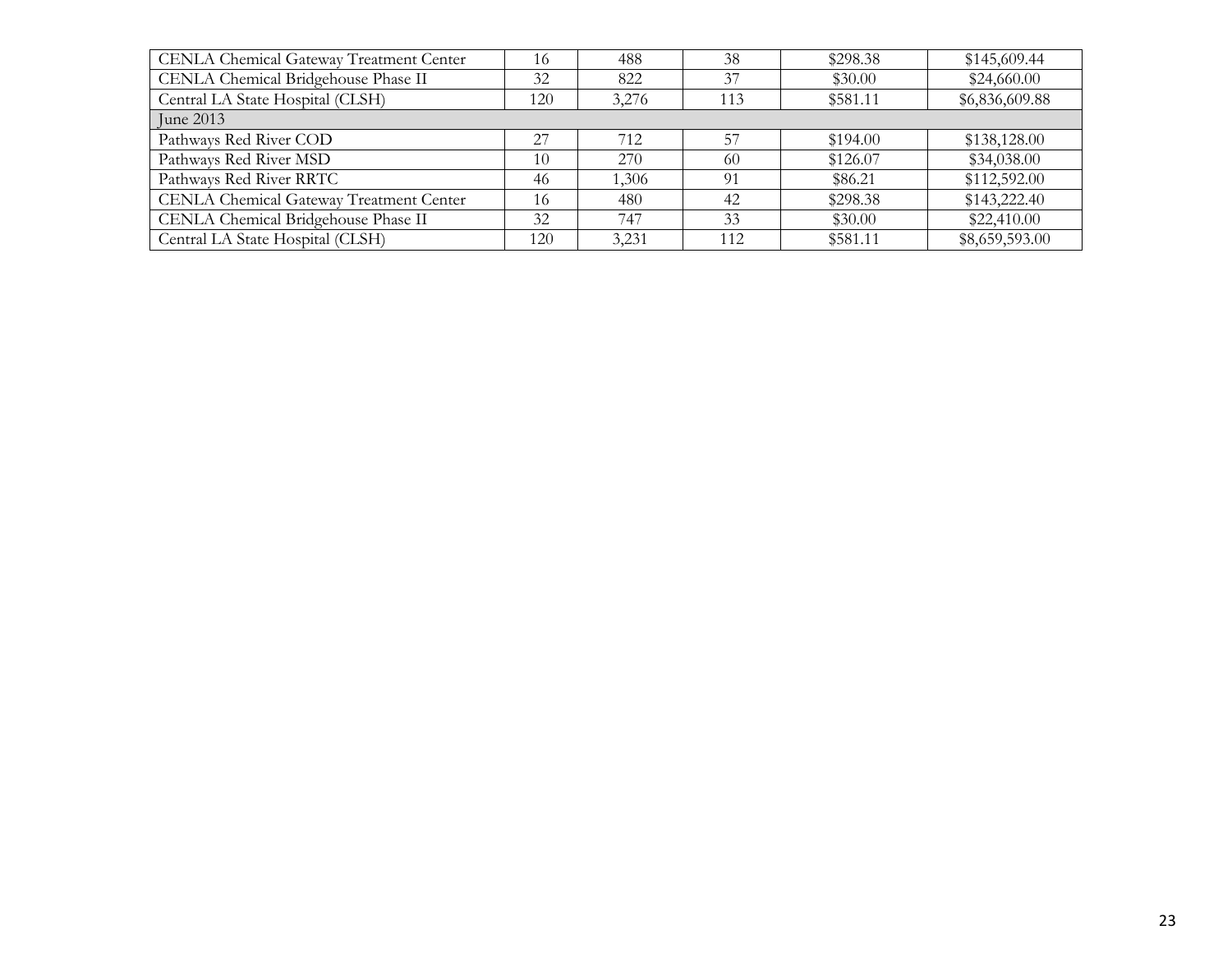| | | | | | |
|---|---|---|---|---|---|
| CENLA Chemical Gateway Treatment Center | 16 | 488 | 38 | $298.38 | $145,609.44 |
| CENLA Chemical Bridgehouse Phase II | 32 | 822 | 37 | $30.00 | $24,660.00 |
| Central LA State Hospital (CLSH) | 120 | 3,276 | 113 | $581.11 | $6,836,609.88 |
| June 2013 | | | | | |
| Pathways Red River COD | 27 | 712 | 57 | $194.00 | $138,128.00 |
| Pathways Red River MSD | 10 | 270 | 60 | $126.07 | $34,038.00 |
| Pathways Red River RRTC | 46 | 1,306 | 91 | $86.21 | $112,592.00 |
| CENLA Chemical Gateway Treatment Center | 16 | 480 | 42 | $298.38 | $143,222.40 |
| CENLA Chemical Bridgehouse Phase II | 32 | 747 | 33 | $30.00 | $22,410.00 |
| Central LA State Hospital (CLSH) | 120 | 3,231 | 112 | $581.11 | $8,659,593.00 |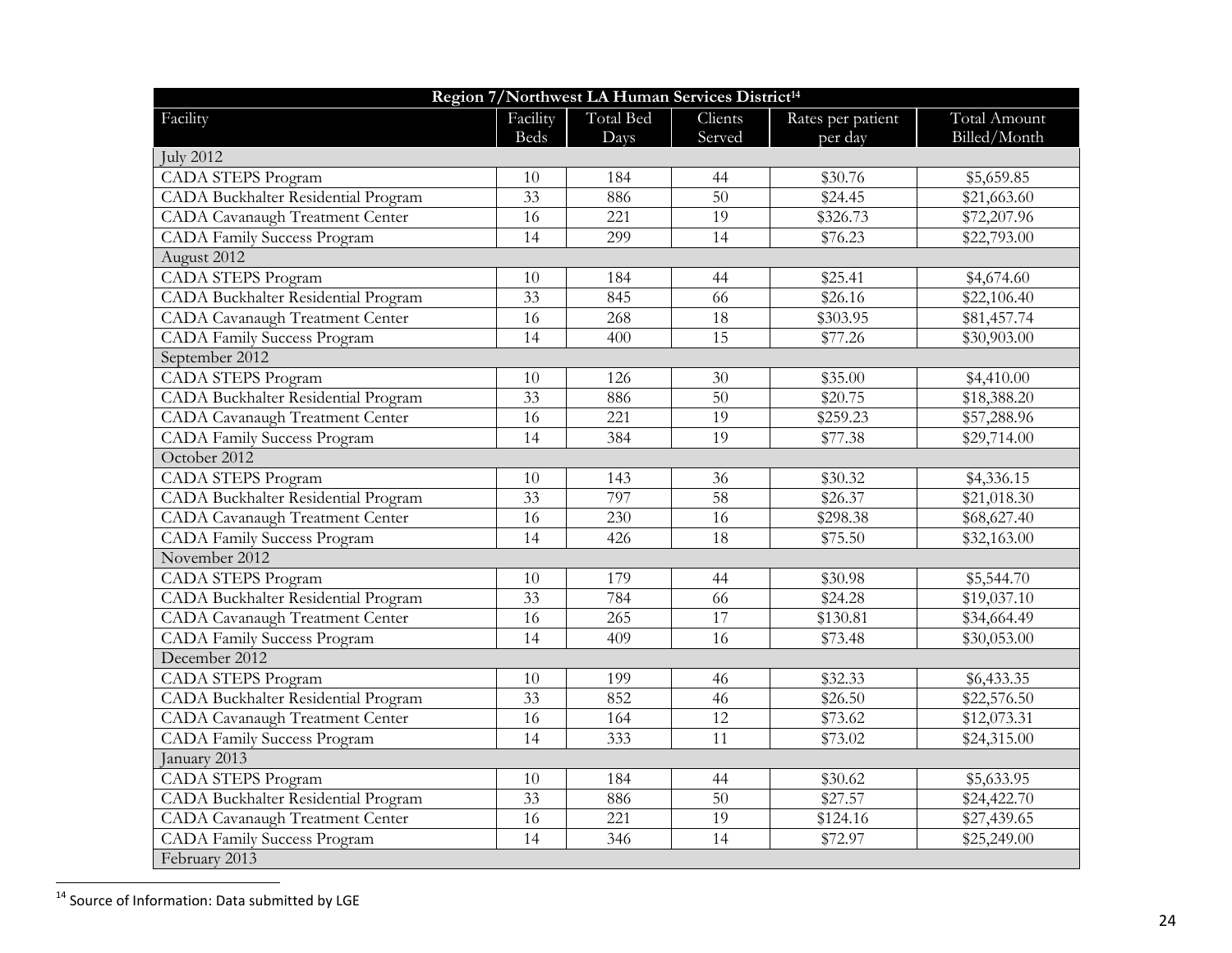| Region 7/Northwest LA Human Services District[14] | | | | | |
|---|---|---|---|---|---|
| Facility | Facility Beds | Total Bed Days | Clients Served | Rates per patient per day | Total Amount Billed/Month |
| July 2012 | | | | | |
| CADA STEPS Program | 10 | 184 | 44 | \$30.76 | \$5,659.85 |
| CADA Buckhalter Residential Program | 33 | 886 | 50 | \$24.45 | \$21,663.60 |
| CADA Cavanaugh Treatment Center | 16 | 221 | 19 | \$326.73 | \$72,207.96 |
| CADA Family Success Program | 14 | 299 | 14 | \$76.23 | \$22,793.00 |
| August 2012 | | | | | |
| CADA STEPS Program | 10 | 184 | 44 | \$25.41 | \$4,674.60 |
| CADA Buckhalter Residential Program | 33 | 845 | 66 | \$26.16 | \$22,106.40 |
| CADA Cavanaugh Treatment Center | 16 | 268 | 18 | \$303.95 | \$81,457.74 |
| CADA Family Success Program | 14 | 400 | 15 | \$77.26 | \$30,903.00 |
| September 2012 | | | | | |
| CADA STEPS Program | 10 | 126 | 30 | \$35.00 | \$4,410.00 |
| CADA Buckhalter Residential Program | 33 | 886 | 50 | \$20.75 | \$18,388.20 |
| CADA Cavanaugh Treatment Center | 16 | 221 | 19 | \$259.23 | \$57,288.96 |
| CADA Family Success Program | 14 | 384 | 19 | \$77.38 | \$29,714.00 |
| October 2012 | | | | | |
| CADA STEPS Program | 10 | 143 | 36 | \$30.32 | \$4,336.15 |
| CADA Buckhalter Residential Program | 33 | 797 | 58 | \$26.37 | \$21,018.30 |
| CADA Cavanaugh Treatment Center | 16 | 230 | 16 | \$298.38 | \$68,627.40 |
| CADA Family Success Program | 14 | 426 | 18 | \$75.50 | \$32,163.00 |
| November 2012 | | | | | |
| CADA STEPS Program | 10 | 179 | 44 | \$30.98 | \$5,544.70 |
| CADA Buckhalter Residential Program | 33 | 784 | 66 | \$24.28 | \$19,037.10 |
| CADA Cavanaugh Treatment Center | 16 | 265 | 17 | \$130.81 | \$34,664.49 |
| CADA Family Success Program | 14 | 409 | 16 | \$73.48 | \$30,053.00 |
| December 2012 | | | | | |
| CADA STEPS Program | 10 | 199 | 46 | \$32.33 | \$6,433.35 |
| CADA Buckhalter Residential Program | 33 | 852 | 46 | \$26.50 | \$22,576.50 |
| CADA Cavanaugh Treatment Center | 16 | 164 | 12 | \$73.62 | \$12,073.31 |
| CADA Family Success Program | 14 | 333 | 11 | \$73.02 | \$24,315.00 |
| January 2013 | | | | | |
| CADA STEPS Program | 10 | 184 | 44 | \$30.62 | \$5,633.95 |
| CADA Buckhalter Residential Program | 33 | 886 | 50 | \$27.57 | \$24,422.70 |
| CADA Cavanaugh Treatment Center | 16 | 221 | 19 | \$124.16 | \$27,439.65 |
| CADA Family Success Program | 14 | 346 | 14 | \$72.97 | \$25,249.00 |
| February 2013 | | | | | |

[14] Source of Information: Data submitted by LGE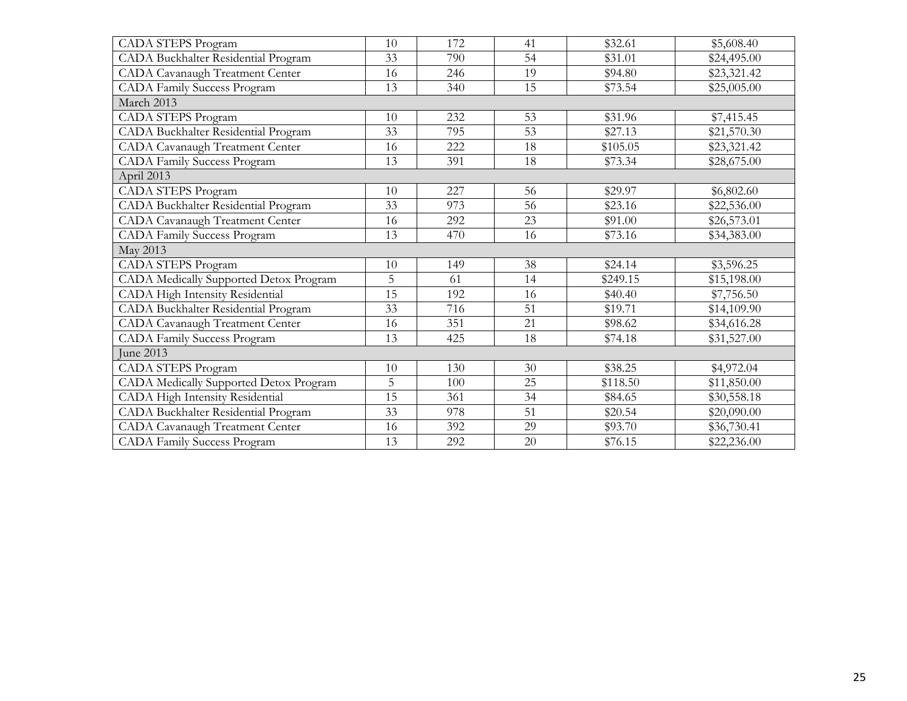| | | | | | |
|---|---|---|---|---|---|
| CADA STEPS Program | 10 | 172 | 41 | $32.61 | $5,608.40 |
| CADA Buckhalter Residential Program | 33 | 790 | 54 | $31.01 | $24,495.00 |
| CADA Cavanaugh Treatment Center | 16 | 246 | 19 | $94.80 | $23,321.42 |
| CADA Family Success Program | 13 | 340 | 15 | $73.54 | $25,005.00 |
| March 2013 | | | | | |
| CADA STEPS Program | 10 | 232 | 53 | $31.96 | $7,415.45 |
| CADA Buckhalter Residential Program | 33 | 795 | 53 | $27.13 | $21,570.30 |
| CADA Cavanaugh Treatment Center | 16 | 222 | 18 | $105.05 | $23,321.42 |
| CADA Family Success Program | 13 | 391 | 18 | $73.34 | $28,675.00 |
| April 2013 | | | | | |
| CADA STEPS Program | 10 | 227 | 56 | $29.97 | $6,802.60 |
| CADA Buckhalter Residential Program | 33 | 973 | 56 | $23.16 | $22,536.00 |
| CADA Cavanaugh Treatment Center | 16 | 292 | 23 | $91.00 | $26,573.01 |
| CADA Family Success Program | 13 | 470 | 16 | $73.16 | $34,383.00 |
| May 2013 | | | | | |
| CADA STEPS Program | 10 | 149 | 38 | $24.14 | $3,596.25 |
| CADA Medically Supported Detox Program | 5 | 61 | 14 | $249.15 | $15,198.00 |
| CADA High Intensity Residential | 15 | 192 | 16 | $40.40 | $7,756.50 |
| CADA Buckhalter Residential Program | 33 | 716 | 51 | $19.71 | $14,109.90 |
| CADA Cavanaugh Treatment Center | 16 | 351 | 21 | $98.62 | $34,616.28 |
| CADA Family Success Program | 13 | 425 | 18 | $74.18 | $31,527.00 |
| June 2013 | | | | | |
| CADA STEPS Program | 10 | 130 | 30 | $38.25 | $4,972.04 |
| CADA Medically Supported Detox Program | 5 | 100 | 25 | $118.50 | $11,850.00 |
| CADA High Intensity Residential | 15 | 361 | 34 | $84.65 | $30,558.18 |
| CADA Buckhalter Residential Program | 33 | 978 | 51 | $20.54 | $20,090.00 |
| CADA Cavanaugh Treatment Center | 16 | 392 | 29 | $93.70 | $36,730.41 |
| CADA Family Success Program | 13 | 292 | 20 | $76.15 | $22,236.00 |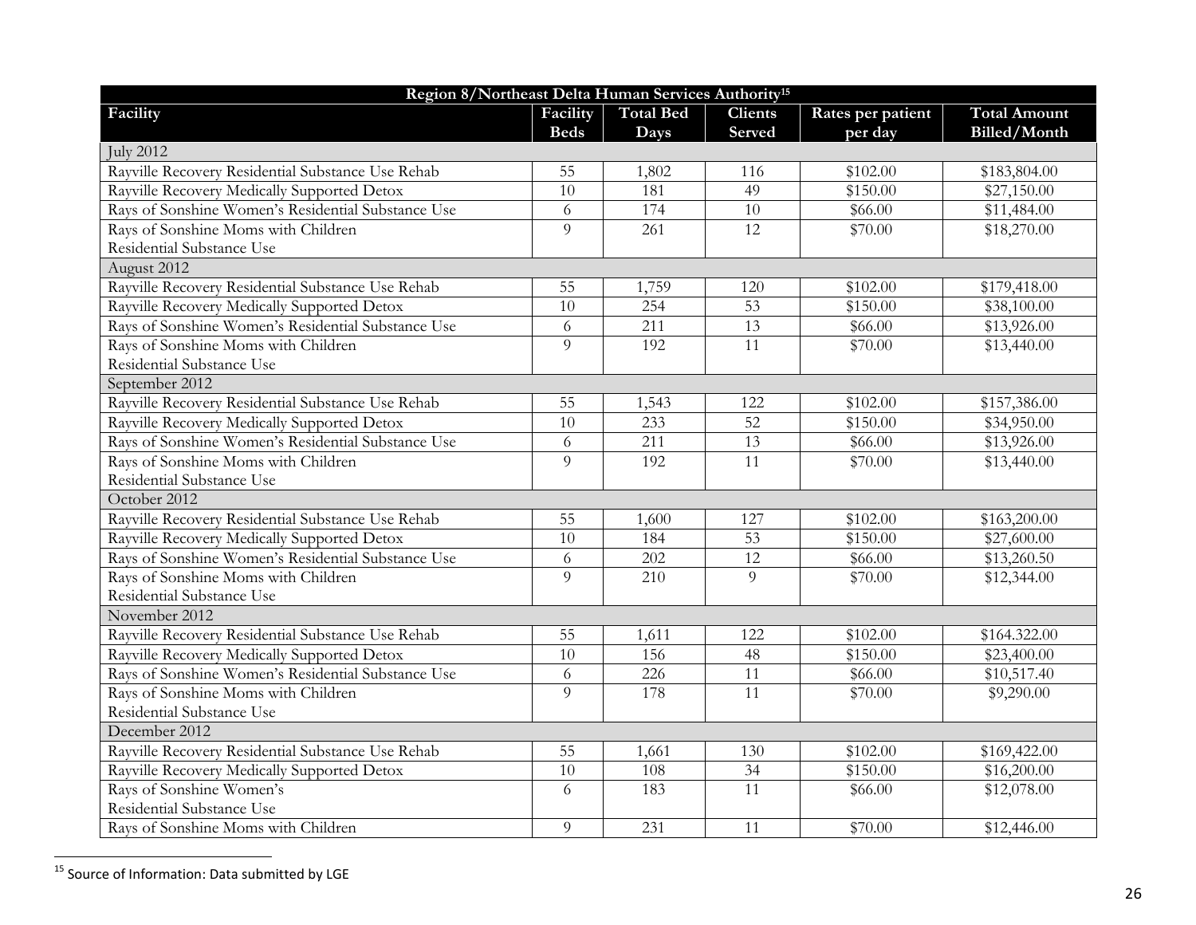| Region 8/Northeast Delta Human Services Authority[15] | | | | | |
|---|---|---|---|---|---|
| **Facility** | **Facility Beds** | **Total Bed Days** | **Clients Served** | **Rates per patient per day** | **Total Amount Billed/Month** |
| July 2012 | | | | | |
| Rayville Recovery Residential Substance Use Rehab | 55 | 1,802 | 116 | $102.00 | $183,804.00 |
| Rayville Recovery Medically Supported Detox | 10 | 181 | 49 | $150.00 | $27,150.00 |
| Rays of Sonshine Women's Residential Substance Use | 6 | 174 | 10 | $66.00 | $11,484.00 |
| Rays of Sonshine Moms with Children Residential Substance Use | 9 | 261 | 12 | $70.00 | $18,270.00 |
| August 2012 | | | | | |
| Rayville Recovery Residential Substance Use Rehab | 55 | 1,759 | 120 | $102.00 | $179,418.00 |
| Rayville Recovery Medically Supported Detox | 10 | 254 | 53 | $150.00 | $38,100.00 |
| Rays of Sonshine Women's Residential Substance Use | 6 | 211 | 13 | $66.00 | $13,926.00 |
| Rays of Sonshine Moms with Children Residential Substance Use | 9 | 192 | 11 | $70.00 | $13,440.00 |
| September 2012 | | | | | |
| Rayville Recovery Residential Substance Use Rehab | 55 | 1,543 | 122 | $102.00 | $157,386.00 |
| Rayville Recovery Medically Supported Detox | 10 | 233 | 52 | $150.00 | $34,950.00 |
| Rays of Sonshine Women's Residential Substance Use | 6 | 211 | 13 | $66.00 | $13,926.00 |
| Rays of Sonshine Moms with Children Residential Substance Use | 9 | 192 | 11 | $70.00 | $13,440.00 |
| October 2012 | | | | | |
| Rayville Recovery Residential Substance Use Rehab | 55 | 1,600 | 127 | $102.00 | $163,200.00 |
| Rayville Recovery Medically Supported Detox | 10 | 184 | 53 | $150.00 | $27,600.00 |
| Rays of Sonshine Women's Residential Substance Use | 6 | 202 | 12 | $66.00 | $13,260.50 |
| Rays of Sonshine Moms with Children Residential Substance Use | 9 | 210 | 9 | $70.00 | $12,344.00 |
| November 2012 | | | | | |
| Rayville Recovery Residential Substance Use Rehab | 55 | 1,611 | 122 | $102.00 | $164.322.00 |
| Rayville Recovery Medically Supported Detox | 10 | 156 | 48 | $150.00 | $23,400.00 |
| Rays of Sonshine Women's Residential Substance Use | 6 | 226 | 11 | $66.00 | $10,517.40 |
| Rays of Sonshine Moms with Children Residential Substance Use | 9 | 178 | 11 | $70.00 | $9,290.00 |
| December 2012 | | | | | |
| Rayville Recovery Residential Substance Use Rehab | 55 | 1,661 | 130 | $102.00 | $169,422.00 |
| Rayville Recovery Medically Supported Detox | 10 | 108 | 34 | $150.00 | $16,200.00 |
| Rays of Sonshine Women's Residential Substance Use | 6 | 183 | 11 | $66.00 | $12,078.00 |
| Rays of Sonshine Moms with Children | 9 | 231 | 11 | $70.00 | $12,446.00 |

[15] Source of Information: Data submitted by LGE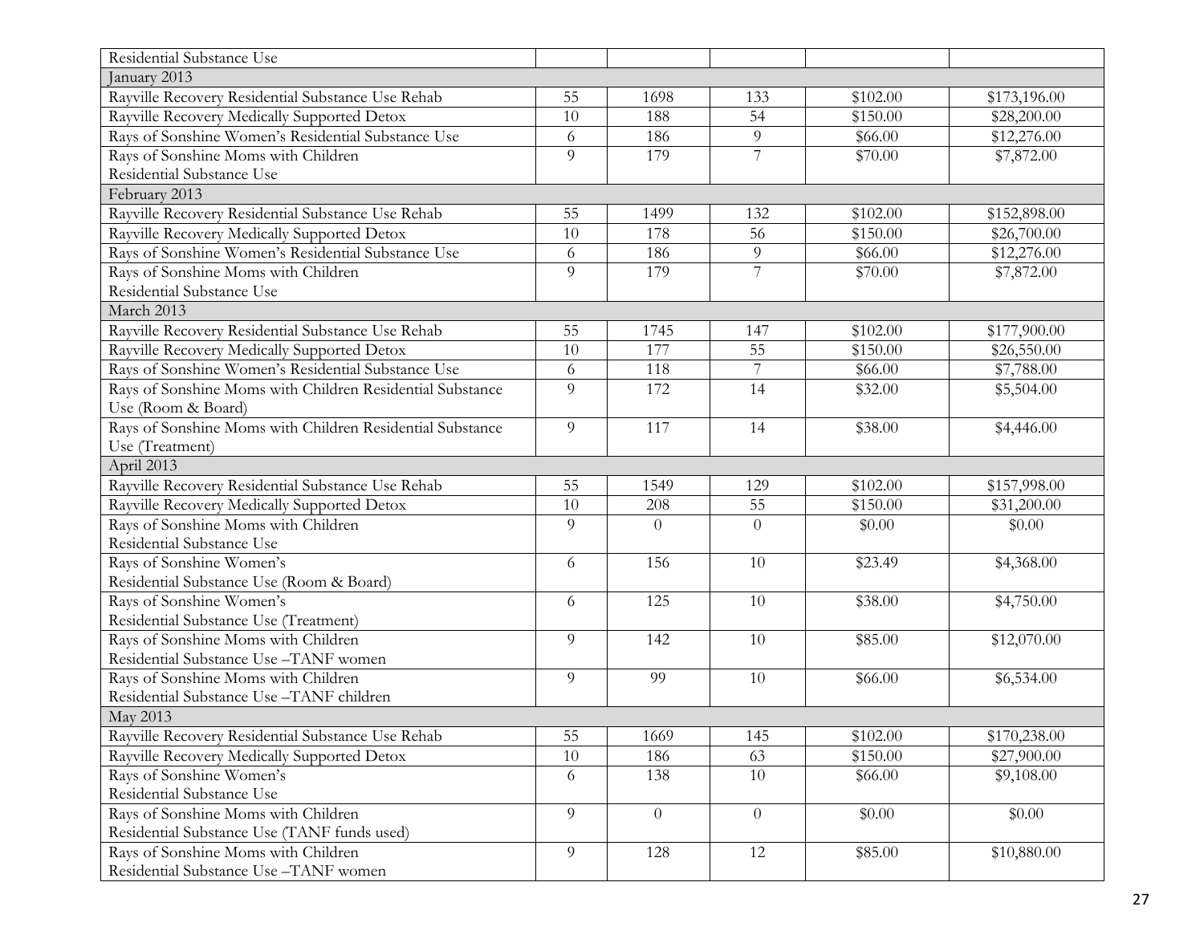| | | | | | |
|---|---|---|---|---|---|
| Residential Substance Use | | | | | |
| January 2013 | | | | | |
| Rayville Recovery Residential Substance Use Rehab | 55 | 1698 | 133 | $102.00 | $173,196.00 |
| Rayville Recovery Medically Supported Detox | 10 | 188 | 54 | $150.00 | $28,200.00 |
| Rays of Sonshine Women's Residential Substance Use | 6 | 186 | 9 | $66.00 | $12,276.00 |
| Rays of Sonshine Moms with Children Residential Substance Use | 9 | 179 | 7 | $70.00 | $7,872.00 |
| February 2013 | | | | | |
| Rayville Recovery Residential Substance Use Rehab | 55 | 1499 | 132 | $102.00 | $152,898.00 |
| Rayville Recovery Medically Supported Detox | 10 | 178 | 56 | $150.00 | $26,700.00 |
| Rays of Sonshine Women's Residential Substance Use | 6 | 186 | 9 | $66.00 | $12,276.00 |
| Rays of Sonshine Moms with Children Residential Substance Use | 9 | 179 | 7 | $70.00 | $7,872.00 |
| March 2013 | | | | | |
| Rayville Recovery Residential Substance Use Rehab | 55 | 1745 | 147 | $102.00 | $177,900.00 |
| Rayville Recovery Medically Supported Detox | 10 | 177 | 55 | $150.00 | $26,550.00 |
| Rays of Sonshine Women's Residential Substance Use | 6 | 118 | 7 | $66.00 | $7,788.00 |
| Rays of Sonshine Moms with Children Residential Substance Use (Room & Board) | 9 | 172 | 14 | $32.00 | $5,504.00 |
| Rays of Sonshine Moms with Children Residential Substance Use (Treatment) | 9 | 117 | 14 | $38.00 | $4,446.00 |
| April 2013 | | | | | |
| Rayville Recovery Residential Substance Use Rehab | 55 | 1549 | 129 | $102.00 | $157,998.00 |
| Rayville Recovery Medically Supported Detox | 10 | 208 | 55 | $150.00 | $31,200.00 |
| Rays of Sonshine Moms with Children Residential Substance Use | 9 | 0 | 0 | $0.00 | $0.00 |
| Rays of Sonshine Women's Residential Substance Use (Room & Board) | 6 | 156 | 10 | $23.49 | $4,368.00 |
| Rays of Sonshine Women's Residential Substance Use (Treatment) | 6 | 125 | 10 | $38.00 | $4,750.00 |
| Rays of Sonshine Moms with Children Residential Substance Use –TANF women | 9 | 142 | 10 | $85.00 | $12,070.00 |
| Rays of Sonshine Moms with Children Residential Substance Use –TANF children | 9 | 99 | 10 | $66.00 | $6,534.00 |
| May 2013 | | | | | |
| Rayville Recovery Residential Substance Use Rehab | 55 | 1669 | 145 | $102.00 | $170,238.00 |
| Rayville Recovery Medically Supported Detox | 10 | 186 | 63 | $150.00 | $27,900.00 |
| Rays of Sonshine Women's Residential Substance Use | 6 | 138 | 10 | $66.00 | $9,108.00 |
| Rays of Sonshine Moms with Children Residential Substance Use (TANF funds used) | 9 | 0 | 0 | $0.00 | $0.00 |
| Rays of Sonshine Moms with Children Residential Substance Use –TANF women | 9 | 128 | 12 | $85.00 | $10,880.00 |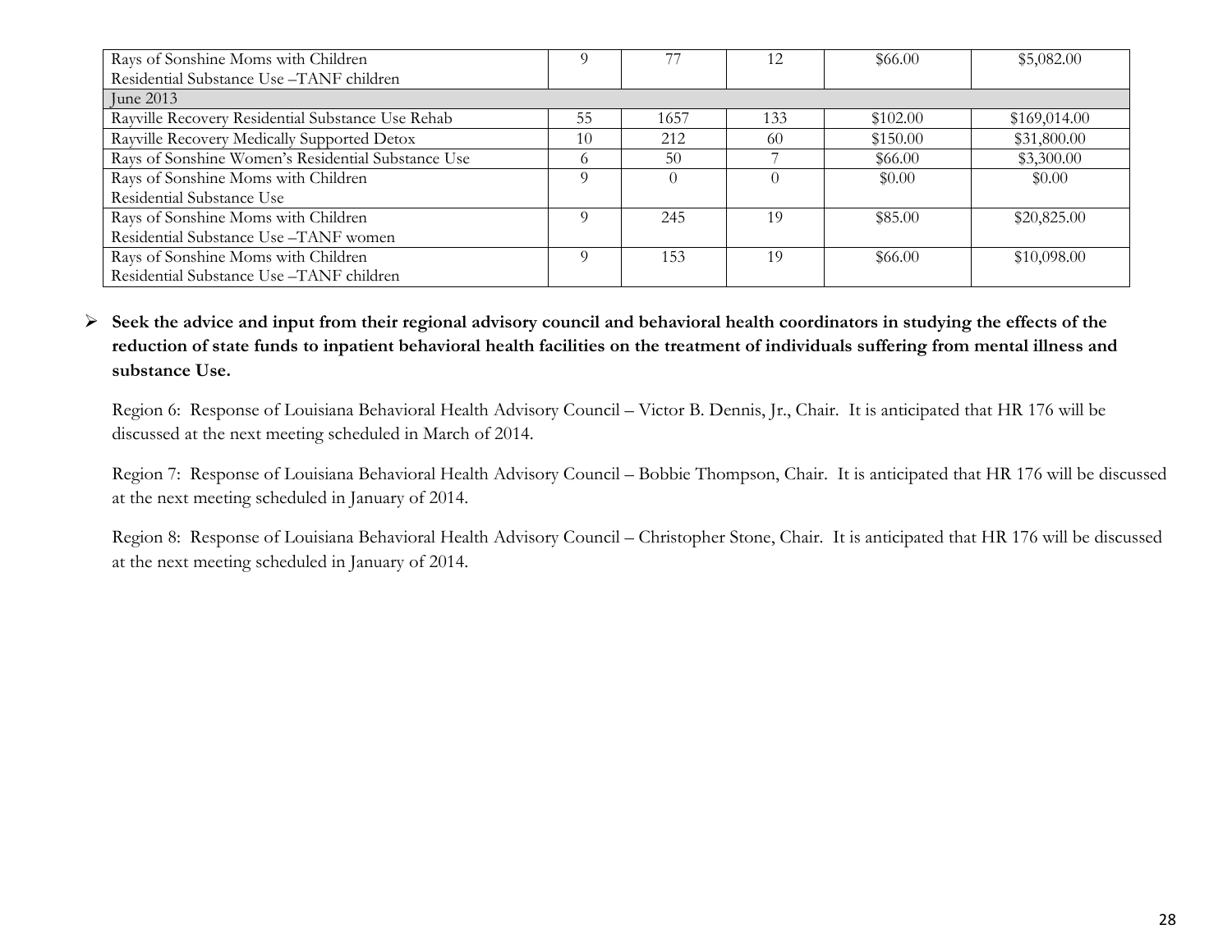| | | | | | |
|---|---|---|---|---|---|
| Rays of Sonshine Moms with Children Residential Substance Use –TANF children | 9 | 77 | 12 | \$66.00 | \$5,082.00 |
| June 2013 | | | | | |
| Rayville Recovery Residential Substance Use Rehab | 55 | 1657 | 133 | \$102.00 | \$169,014.00 |
| Rayville Recovery Medically Supported Detox | 10 | 212 | 60 | \$150.00 | \$31,800.00 |
| Rays of Sonshine Women's Residential Substance Use | 6 | 50 | 7 | \$66.00 | \$3,300.00 |
| Rays of Sonshine Moms with Children Residential Substance Use | 9 | 0 | 0 | \$0.00 | \$0.00 |
| Rays of Sonshine Moms with Children Residential Substance Use –TANF women | 9 | 245 | 19 | \$85.00 | \$20,825.00 |
| Rays of Sonshine Moms with Children Residential Substance Use –TANF children | 9 | 153 | 19 | \$66.00 | \$10,098.00 |

- **Seek the advice and input from their regional advisory council and behavioral health coordinators in studying the effects of the reduction of state funds to inpatient behavioral health facilities on the treatment of individuals suffering from mental illness and substance Use.**

  Region 6: Response of Louisiana Behavioral Health Advisory Council – Victor B. Dennis, Jr., Chair. It is anticipated that HR 176 will be discussed at the next meeting scheduled in March of 2014.

  Region 7: Response of Louisiana Behavioral Health Advisory Council – Bobbie Thompson, Chair. It is anticipated that HR 176 will be discussed at the next meeting scheduled in January of 2014.

  Region 8: Response of Louisiana Behavioral Health Advisory Council – Christopher Stone, Chair. It is anticipated that HR 176 will be discussed at the next meeting scheduled in January of 2014.